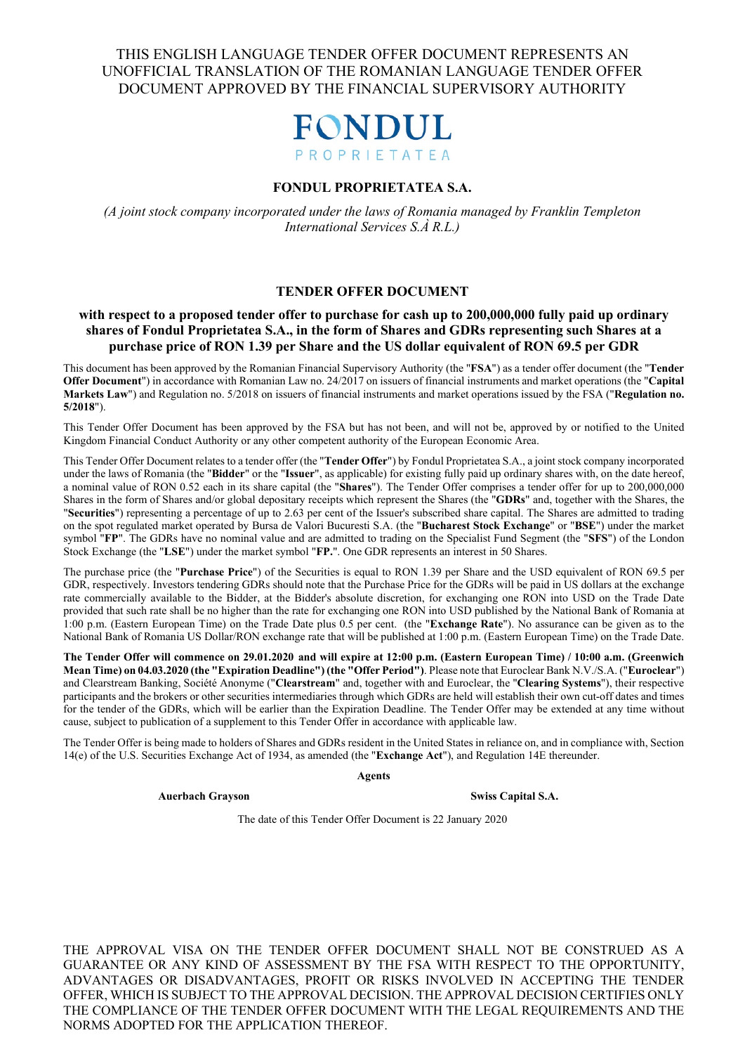THIS ENGLISH LANGUAGE TENDER OFFER DOCUMENT REPRESENTS AN UNOFFICIAL TRANSLATION OF THE ROMANIAN LANGUAGE TENDER OFFER DOCUMENT APPROVED BY THE FINANCIAL SUPERVISORY AUTHORITY

FONDUL PROPRIETATEA

# FONDUL PROPRIETATEA S.A.

*(A joint stock company incorporated under the laws of Romania managed by Franklin Templeton International Services S.À R.L.)*

## TENDER OFFER DOCUMENT

### with respect to a proposed tender offer to purchase for cash up to 200,000,000 fully paid up ordinary shares of Fondul Proprietatea S.A., in the form of Shares and GDRs representing such Shares at a purchase price of RON 1.39 per Share and the US dollar equivalent of RON 69.5 per GDR

This document has been approved by the Romanian Financial Supervisory Authority (the "**FSA**") as a tender offer document (the "**Tender Offer Document**") in accordance with Romanian Law no. 24/2017 on issuers of financial instruments and market operations (the "**Capital Markets Law**") and Regulation no. 5/2018 on issuers of financial instruments and market operations issued by the FSA ("**Regulation no. 5/2018**").

This Tender Offer Document has been approved by the FSA but has not been, and will not be, approved by or notified to the United Kingdom Financial Conduct Authority or any other competent authority of the European Economic Area.

This Tender Offer Document relates to a tender offer (the "**Tender Offer**") by Fondul Proprietatea S.A., a joint stock company incorporated under the laws of Romania (the "**Bidder**" or the "**Issuer**", as applicable) for existing fully paid up ordinary shares with, on the date hereof, a nominal value of RON 0.52 each in its share capital (the "**Shares**"). The Tender Offer comprises a tender offer for up to 200,000,000 Shares in the form of Shares and/or global depositary receipts which represent the Shares (the "**GDRs**" and, together with the Shares, the "**Securities**") representing a percentage of up to 2.63 per cent of the Issuer's subscribed share capital. The Shares are admitted to trading on the spot regulated market operated by Bursa de Valori Bucuresti S.A. (the "**Bucharest Stock Exchange**" or "**BSE**") under the market symbol "**FP**". The GDRs have no nominal value and are admitted to trading on the Specialist Fund Segment (the "**SFS**") of the London Stock Exchange (the "**LSE**") under the market symbol "**FP.**". One GDR represents an interest in 50 Shares.

The purchase price (the "**Purchase Price**") of the Securities is equal to RON 1.39 per Share and the USD equivalent of RON 69.5 per GDR, respectively. Investors tendering GDRs should note that the Purchase Price for the GDRs will be paid in US dollars at the exchange rate commercially available to the Bidder, at the Bidder's absolute discretion, for exchanging one RON into USD on the Trade Date provided that such rate shall be no higher than the rate for exchanging one RON into USD published by the National Bank of Romania at 1:00 p.m. (Eastern European Time) on the Trade Date plus 0.5 per cent. (the "**Exchange Rate**"). No assurance can be given as to the National Bank of Romania US Dollar/RON exchange rate that will be published at 1:00 p.m. (Eastern European Time) on the Trade Date.

**The Tender Offer will commence on 29.01.2020 and will expire at 12:00 p.m. (Eastern European Time) / 10:00 a.m. (Greenwich Mean Time) on 04.03.2020 (the "Expiration Deadline") (the "Offer Period")**. Please note that Euroclear Bank N.V./S.A. ("**Euroclear**") and Clearstream Banking, Société Anonyme ("**Clearstream**" and, together with and Euroclear, the "**Clearing Systems**"), their respective participants and the brokers or other securities intermediaries through which GDRs are held will establish their own cut-off dates and times for the tender of the GDRs, which will be earlier than the Expiration Deadline. The Tender Offer may be extended at any time without cause, subject to publication of a supplement to this Tender Offer in accordance with applicable law.

The Tender Offer is being made to holders of Shares and GDRs resident in the United States in reliance on, and in compliance with, Section 14(e) of the U.S. Securities Exchange Act of 1934, as amended (the "**Exchange Act**"), and Regulation 14E thereunder.

**Agents**

**Auerbach Grayson** | **Swiss Capital S.A.**

The date of this Tender Offer Document is 22 January 2020

THE APPROVAL VISA ON THE TENDER OFFER DOCUMENT SHALL NOT BE CONSTRUED AS A GUARANTEE OR ANY KIND OF ASSESSMENT BY THE FSA WITH RESPECT TO THE OPPORTUNITY, ADVANTAGES OR DISADVANTAGES, PROFIT OR RISKS INVOLVED IN ACCEPTING THE TENDER OFFER, WHICH IS SUBJECT TO THE APPROVAL DECISION. THE APPROVAL DECISION CERTIFIES ONLY THE COMPLIANCE OF THE TENDER OFFER DOCUMENT WITH THE LEGAL REQUIREMENTS AND THE NORMS ADOPTED FOR THE APPLICATION THEREOF.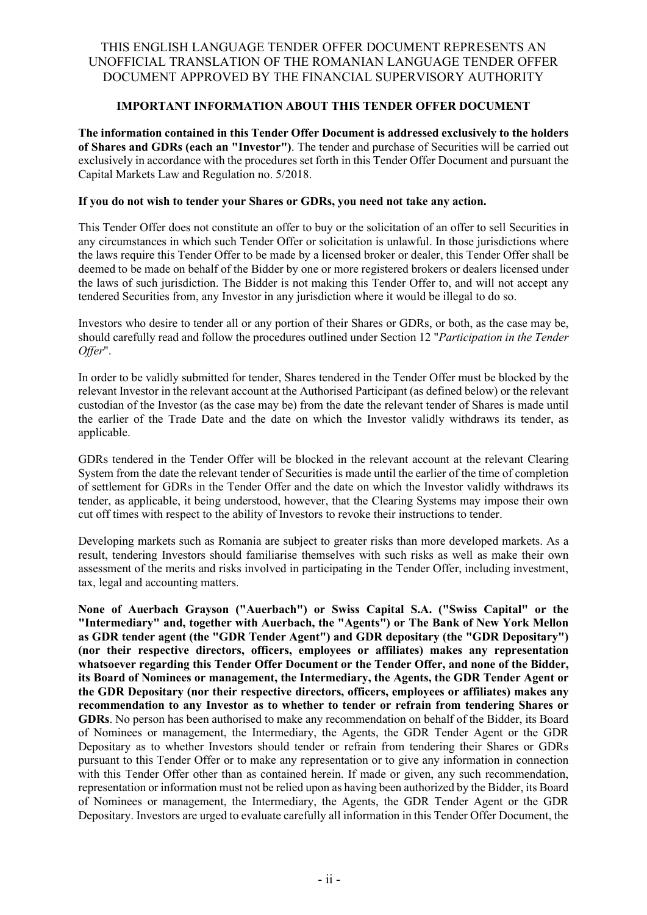THIS ENGLISH LANGUAGE TENDER OFFER DOCUMENT REPRESENTS AN UNOFFICIAL TRANSLATION OF THE ROMANIAN LANGUAGE TENDER OFFER DOCUMENT APPROVED BY THE FINANCIAL SUPERVISORY AUTHORITY

## IMPORTANT INFORMATION ABOUT THIS TENDER OFFER DOCUMENT

**The information contained in this Tender Offer Document is addressed exclusively to the holders of Shares and GDRs (each an "Investor")**. The tender and purchase of Securities will be carried out exclusively in accordance with the procedures set forth in this Tender Offer Document and pursuant the Capital Markets Law and Regulation no. 5/2018.

**If you do not wish to tender your Shares or GDRs, you need not take any action.**

This Tender Offer does not constitute an offer to buy or the solicitation of an offer to sell Securities in any circumstances in which such Tender Offer or solicitation is unlawful. In those jurisdictions where the laws require this Tender Offer to be made by a licensed broker or dealer, this Tender Offer shall be deemed to be made on behalf of the Bidder by one or more registered brokers or dealers licensed under the laws of such jurisdiction. The Bidder is not making this Tender Offer to, and will not accept any tendered Securities from, any Investor in any jurisdiction where it would be illegal to do so.

Investors who desire to tender all or any portion of their Shares or GDRs, or both, as the case may be, should carefully read and follow the procedures outlined under Section 12 "*Participation in the Tender Offer*".

In order to be validly submitted for tender, Shares tendered in the Tender Offer must be blocked by the relevant Investor in the relevant account at the Authorised Participant (as defined below) or the relevant custodian of the Investor (as the case may be) from the date the relevant tender of Shares is made until the earlier of the Trade Date and the date on which the Investor validly withdraws its tender, as applicable.

GDRs tendered in the Tender Offer will be blocked in the relevant account at the relevant Clearing System from the date the relevant tender of Securities is made until the earlier of the time of completion of settlement for GDRs in the Tender Offer and the date on which the Investor validly withdraws its tender, as applicable, it being understood, however, that the Clearing Systems may impose their own cut off times with respect to the ability of Investors to revoke their instructions to tender.

Developing markets such as Romania are subject to greater risks than more developed markets. As a result, tendering Investors should familiarise themselves with such risks as well as make their own assessment of the merits and risks involved in participating in the Tender Offer, including investment, tax, legal and accounting matters.

**None of Auerbach Grayson ("Auerbach") or Swiss Capital S.A. ("Swiss Capital" or the "Intermediary" and, together with Auerbach, the "Agents") or The Bank of New York Mellon as GDR tender agent (the "GDR Tender Agent") and GDR depositary (the "GDR Depositary") (nor their respective directors, officers, employees or affiliates) makes any representation whatsoever regarding this Tender Offer Document or the Tender Offer, and none of the Bidder, its Board of Nominees or management, the Intermediary, the Agents, the GDR Tender Agent or the GDR Depositary (nor their respective directors, officers, employees or affiliates) makes any recommendation to any Investor as to whether to tender or refrain from tendering Shares or GDRs**. No person has been authorised to make any recommendation on behalf of the Bidder, its Board of Nominees or management, the Intermediary, the Agents, the GDR Tender Agent or the GDR Depositary as to whether Investors should tender or refrain from tendering their Shares or GDRs pursuant to this Tender Offer or to make any representation or to give any information in connection with this Tender Offer other than as contained herein. If made or given, any such recommendation, representation or information must not be relied upon as having been authorized by the Bidder, its Board of Nominees or management, the Intermediary, the Agents, the GDR Tender Agent or the GDR Depositary. Investors are urged to evaluate carefully all information in this Tender Offer Document, the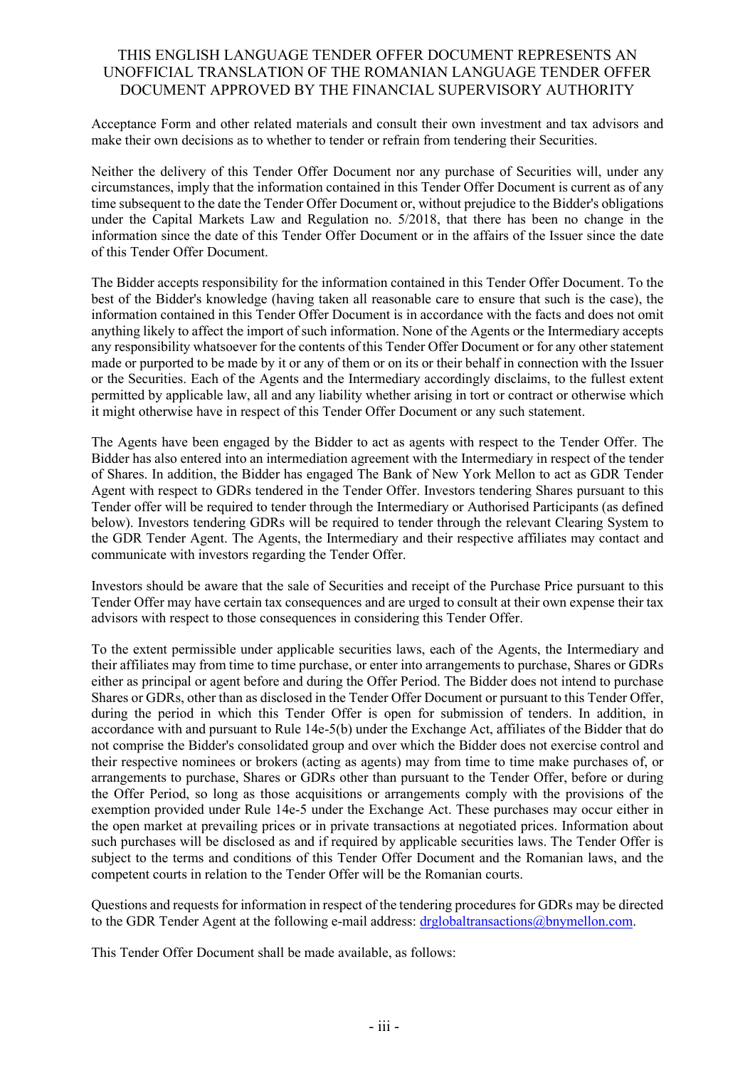Acceptance Form and other related materials and consult their own investment and tax advisors and make their own decisions as to whether to tender or refrain from tendering their Securities.

Neither the delivery of this Tender Offer Document nor any purchase of Securities will, under any circumstances, imply that the information contained in this Tender Offer Document is current as of any time subsequent to the date the Tender Offer Document or, without prejudice to the Bidder's obligations under the Capital Markets Law and Regulation no. 5/2018, that there has been no change in the information since the date of this Tender Offer Document or in the affairs of the Issuer since the date of this Tender Offer Document.

The Bidder accepts responsibility for the information contained in this Tender Offer Document. To the best of the Bidder's knowledge (having taken all reasonable care to ensure that such is the case), the information contained in this Tender Offer Document is in accordance with the facts and does not omit anything likely to affect the import of such information. None of the Agents or the Intermediary accepts any responsibility whatsoever for the contents of this Tender Offer Document or for any other statement made or purported to be made by it or any of them or on its or their behalf in connection with the Issuer or the Securities. Each of the Agents and the Intermediary accordingly disclaims, to the fullest extent permitted by applicable law, all and any liability whether arising in tort or contract or otherwise which it might otherwise have in respect of this Tender Offer Document or any such statement.

The Agents have been engaged by the Bidder to act as agents with respect to the Tender Offer. The Bidder has also entered into an intermediation agreement with the Intermediary in respect of the tender of Shares. In addition, the Bidder has engaged The Bank of New York Mellon to act as GDR Tender Agent with respect to GDRs tendered in the Tender Offer. Investors tendering Shares pursuant to this Tender offer will be required to tender through the Intermediary or Authorised Participants (as defined below). Investors tendering GDRs will be required to tender through the relevant Clearing System to the GDR Tender Agent. The Agents, the Intermediary and their respective affiliates may contact and communicate with investors regarding the Tender Offer.

Investors should be aware that the sale of Securities and receipt of the Purchase Price pursuant to this Tender Offer may have certain tax consequences and are urged to consult at their own expense their tax advisors with respect to those consequences in considering this Tender Offer.

To the extent permissible under applicable securities laws, each of the Agents, the Intermediary and their affiliates may from time to time purchase, or enter into arrangements to purchase, Shares or GDRs either as principal or agent before and during the Offer Period. The Bidder does not intend to purchase Shares or GDRs, other than as disclosed in the Tender Offer Document or pursuant to this Tender Offer, during the period in which this Tender Offer is open for submission of tenders. In addition, in accordance with and pursuant to Rule 14e-5(b) under the Exchange Act, affiliates of the Bidder that do not comprise the Bidder's consolidated group and over which the Bidder does not exercise control and their respective nominees or brokers (acting as agents) may from time to time make purchases of, or arrangements to purchase, Shares or GDRs other than pursuant to the Tender Offer, before or during the Offer Period, so long as those acquisitions or arrangements comply with the provisions of the exemption provided under Rule 14e-5 under the Exchange Act. These purchases may occur either in the open market at prevailing prices or in private transactions at negotiated prices. Information about such purchases will be disclosed as and if required by applicable securities laws. The Tender Offer is subject to the terms and conditions of this Tender Offer Document and the Romanian laws, and the competent courts in relation to the Tender Offer will be the Romanian courts.

Questions and requests for information in respect of the tendering procedures for GDRs may be directed to the GDR Tender Agent at the following e-mail address: drglobaltransactions@bnymellon.com.

This Tender Offer Document shall be made available, as follows: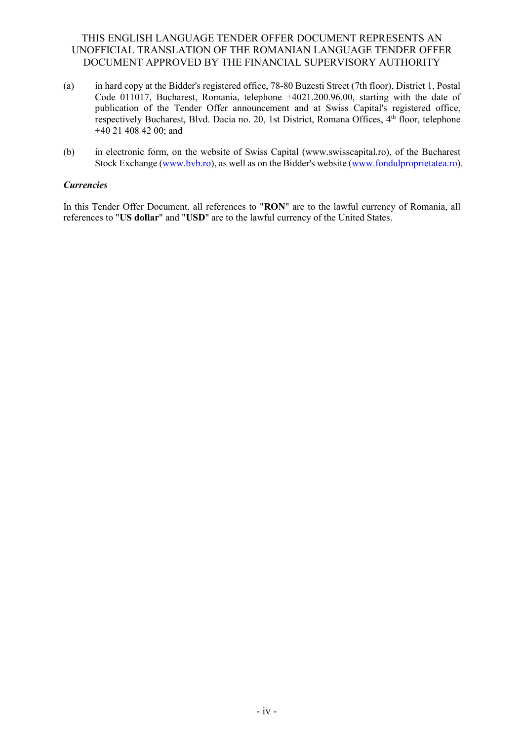(a) in hard copy at the Bidder's registered office, 78-80 Buzesti Street (7th floor), District 1, Postal Code 011017, Bucharest, Romania, telephone +4021.200.96.00, starting with the date of publication of the Tender Offer announcement and at Swiss Capital's registered office, respectively Bucharest, Blvd. Dacia no. 20, 1st District, Romana Offices, 4th floor, telephone +40 21 408 42 00; and

(b) in electronic form, on the website of Swiss Capital (www.swisscapital.ro), of the Bucharest Stock Exchange (www.bvb.ro), as well as on the Bidder's website (www.fondulproprietatea.ro).

***Currencies***

In this Tender Offer Document, all references to "**RON**" are to the lawful currency of Romania, all references to "**US dollar**" and "**USD**" are to the lawful currency of the United States.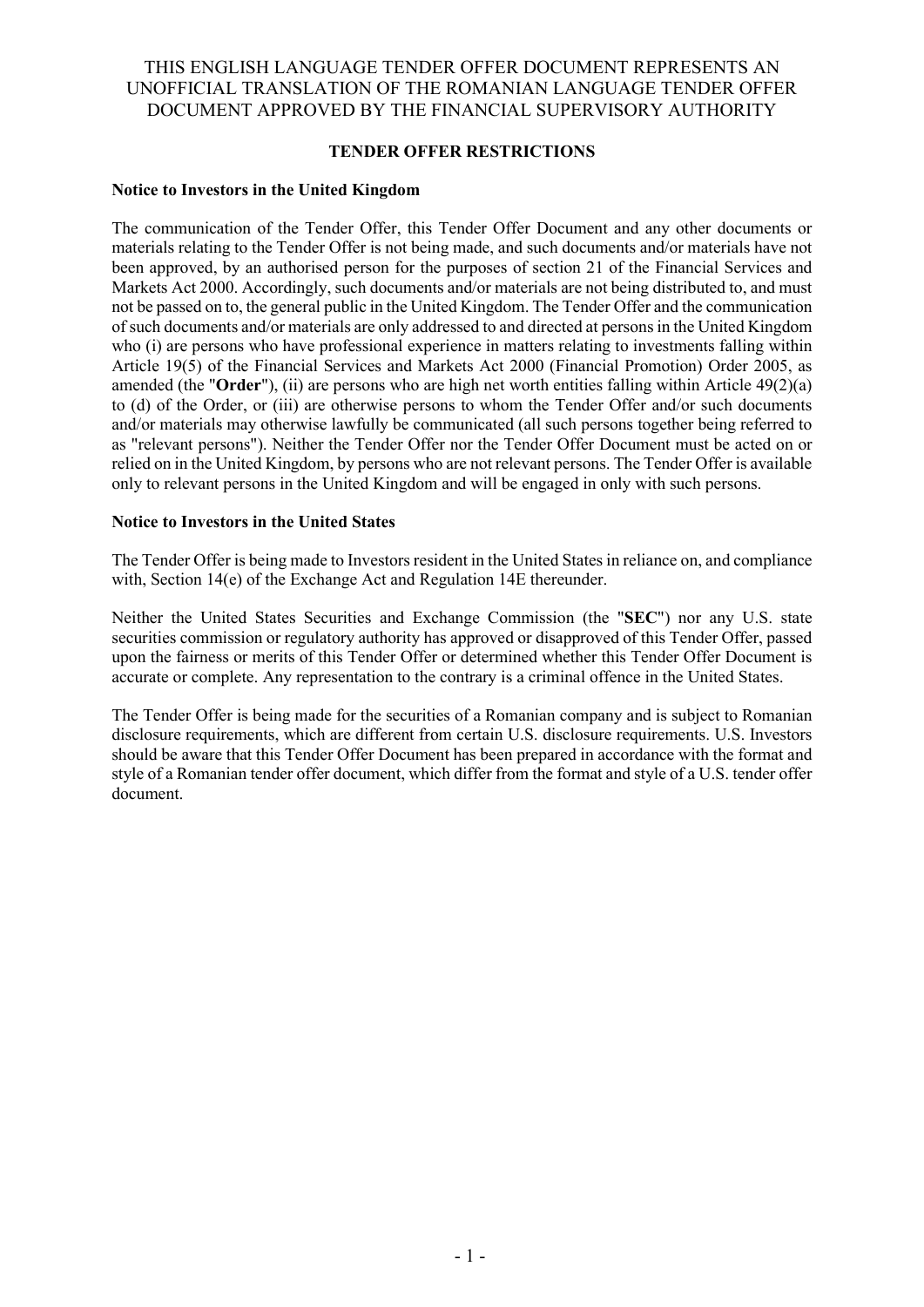THIS ENGLISH LANGUAGE TENDER OFFER DOCUMENT REPRESENTS AN UNOFFICIAL TRANSLATION OF THE ROMANIAN LANGUAGE TENDER OFFER DOCUMENT APPROVED BY THE FINANCIAL SUPERVISORY AUTHORITY

## TENDER OFFER RESTRICTIONS

### Notice to Investors in the United Kingdom

The communication of the Tender Offer, this Tender Offer Document and any other documents or materials relating to the Tender Offer is not being made, and such documents and/or materials have not been approved, by an authorised person for the purposes of section 21 of the Financial Services and Markets Act 2000. Accordingly, such documents and/or materials are not being distributed to, and must not be passed on to, the general public in the United Kingdom. The Tender Offer and the communication of such documents and/or materials are only addressed to and directed at persons in the United Kingdom who (i) are persons who have professional experience in matters relating to investments falling within Article 19(5) of the Financial Services and Markets Act 2000 (Financial Promotion) Order 2005, as amended (the "**Order**"), (ii) are persons who are high net worth entities falling within Article 49(2)(a) to (d) of the Order, or (iii) are otherwise persons to whom the Tender Offer and/or such documents and/or materials may otherwise lawfully be communicated (all such persons together being referred to as "relevant persons"). Neither the Tender Offer nor the Tender Offer Document must be acted on or relied on in the United Kingdom, by persons who are not relevant persons. The Tender Offer is available only to relevant persons in the United Kingdom and will be engaged in only with such persons.

### Notice to Investors in the United States

The Tender Offer is being made to Investors resident in the United States in reliance on, and compliance with, Section 14(e) of the Exchange Act and Regulation 14E thereunder.

Neither the United States Securities and Exchange Commission (the "**SEC**") nor any U.S. state securities commission or regulatory authority has approved or disapproved of this Tender Offer, passed upon the fairness or merits of this Tender Offer or determined whether this Tender Offer Document is accurate or complete. Any representation to the contrary is a criminal offence in the United States.

The Tender Offer is being made for the securities of a Romanian company and is subject to Romanian disclosure requirements, which are different from certain U.S. disclosure requirements. U.S. Investors should be aware that this Tender Offer Document has been prepared in accordance with the format and style of a Romanian tender offer document, which differ from the format and style of a U.S. tender offer document.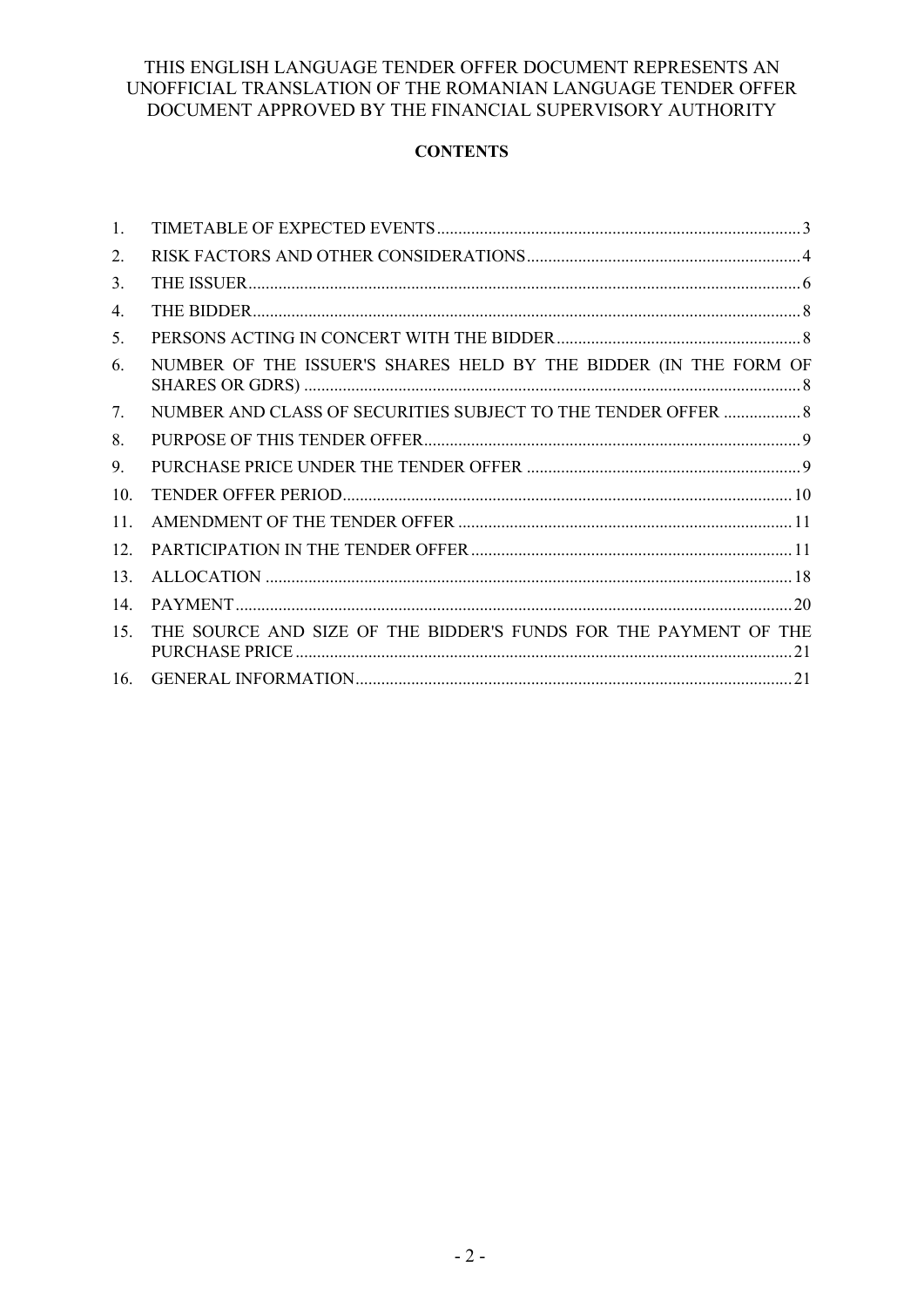THIS ENGLISH LANGUAGE TENDER OFFER DOCUMENT REPRESENTS AN UNOFFICIAL TRANSLATION OF THE ROMANIAN LANGUAGE TENDER OFFER DOCUMENT APPROVED BY THE FINANCIAL SUPERVISORY AUTHORITY

**CONTENTS**

| | | |
|---|---|---|
| 1. | TIMETABLE OF EXPECTED EVENTS | 3 |
| 2. | RISK FACTORS AND OTHER CONSIDERATIONS | 4 |
| 3. | THE ISSUER | 6 |
| 4. | THE BIDDER | 8 |
| 5. | PERSONS ACTING IN CONCERT WITH THE BIDDER | 8 |
| 6. | NUMBER OF THE ISSUER'S SHARES HELD BY THE BIDDER (IN THE FORM OF SHARES OR GDRS) | 8 |
| 7. | NUMBER AND CLASS OF SECURITIES SUBJECT TO THE TENDER OFFER | 8 |
| 8. | PURPOSE OF THIS TENDER OFFER | 9 |
| 9. | PURCHASE PRICE UNDER THE TENDER OFFER | 9 |
| 10. | TENDER OFFER PERIOD | 10 |
| 11. | AMENDMENT OF THE TENDER OFFER | 11 |
| 12. | PARTICIPATION IN THE TENDER OFFER | 11 |
| 13. | ALLOCATION | 18 |
| 14. | PAYMENT | 20 |
| 15. | THE SOURCE AND SIZE OF THE BIDDER'S FUNDS FOR THE PAYMENT OF THE PURCHASE PRICE | 21 |
| 16. | GENERAL INFORMATION | 21 |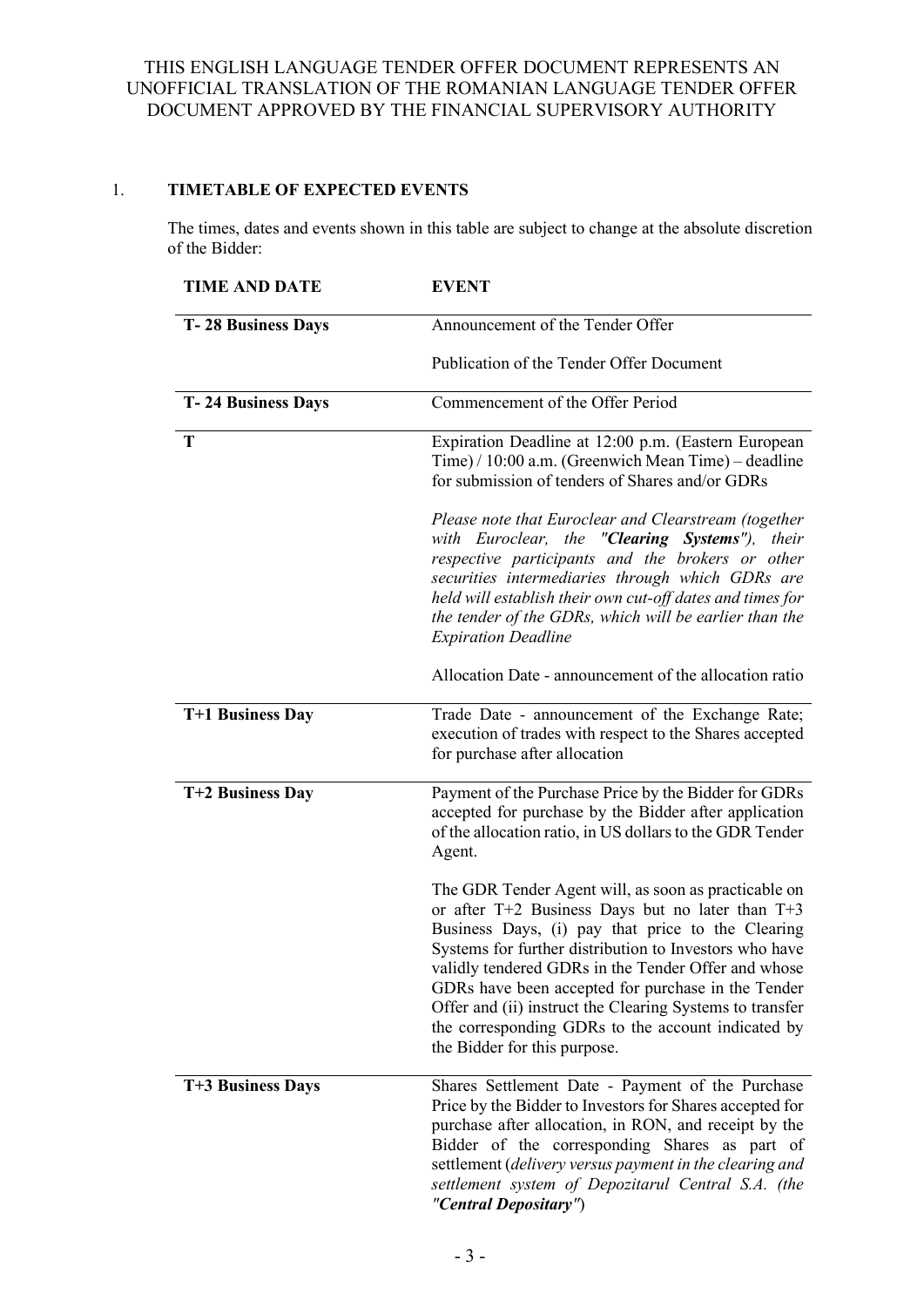THIS ENGLISH LANGUAGE TENDER OFFER DOCUMENT REPRESENTS AN UNOFFICIAL TRANSLATION OF THE ROMANIAN LANGUAGE TENDER OFFER DOCUMENT APPROVED BY THE FINANCIAL SUPERVISORY AUTHORITY

## 1. TIMETABLE OF EXPECTED EVENTS

The times, dates and events shown in this table are subject to change at the absolute discretion of the Bidder:

| TIME AND DATE | EVENT |
|---|---|
| **T- 28 Business Days** | Announcement of the Tender Offer<br><br>Publication of the Tender Offer Document |
| **T- 24 Business Days** | Commencement of the Offer Period |
| **T** | Expiration Deadline at 12:00 p.m. (Eastern European Time) / 10:00 a.m. (Greenwich Mean Time) – deadline for submission of tenders of Shares and/or GDRs<br><br>*Please note that Euroclear and Clearstream (together with Euroclear, the "**Clearing Systems**"), their respective participants and the brokers or other securities intermediaries through which GDRs are held will establish their own cut-off dates and times for the tender of the GDRs, which will be earlier than the Expiration Deadline*<br><br>Allocation Date - announcement of the allocation ratio |
| **T+1 Business Day** | Trade Date - announcement of the Exchange Rate; execution of trades with respect to the Shares accepted for purchase after allocation |
| **T+2 Business Day** | Payment of the Purchase Price by the Bidder for GDRs accepted for purchase by the Bidder after application of the allocation ratio, in US dollars to the GDR Tender Agent.<br><br>The GDR Tender Agent will, as soon as practicable on or after T+2 Business Days but no later than T+3 Business Days, (i) pay that price to the Clearing Systems for further distribution to Investors who have validly tendered GDRs in the Tender Offer and whose GDRs have been accepted for purchase in the Tender Offer and (ii) instruct the Clearing Systems to transfer the corresponding GDRs to the account indicated by the Bidder for this purpose. |
| **T+3 Business Days** | Shares Settlement Date - Payment of the Purchase Price by the Bidder to Investors for Shares accepted for purchase after allocation, in RON, and receipt by the Bidder of the corresponding Shares as part of settlement (*delivery versus payment in the clearing and settlement system of Depozitarul Central S.A. (the "**Central Depositary**"*) |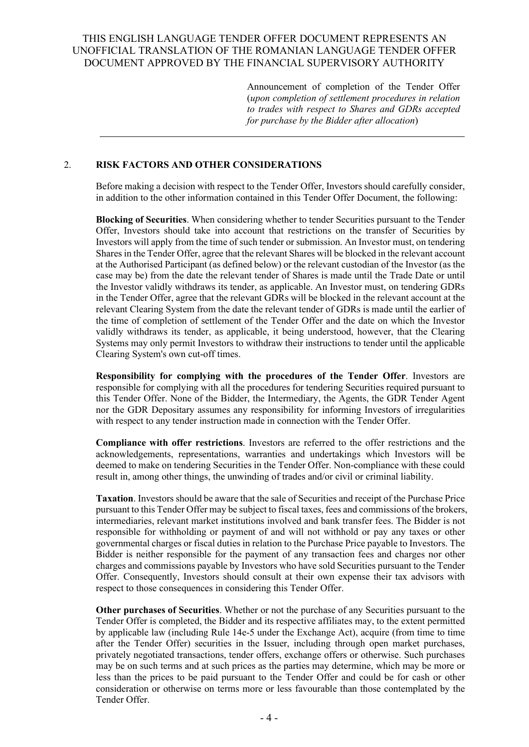Announcement of completion of the Tender Offer (*upon completion of settlement procedures in relation to trades with respect to Shares and GDRs accepted for purchase by the Bidder after allocation*)

---

## 2. RISK FACTORS AND OTHER CONSIDERATIONS

Before making a decision with respect to the Tender Offer, Investors should carefully consider, in addition to the other information contained in this Tender Offer Document, the following:

**Blocking of Securities**. When considering whether to tender Securities pursuant to the Tender Offer, Investors should take into account that restrictions on the transfer of Securities by Investors will apply from the time of such tender or submission. An Investor must, on tendering Shares in the Tender Offer, agree that the relevant Shares will be blocked in the relevant account at the Authorised Participant (as defined below) or the relevant custodian of the Investor (as the case may be) from the date the relevant tender of Shares is made until the Trade Date or until the Investor validly withdraws its tender, as applicable. An Investor must, on tendering GDRs in the Tender Offer, agree that the relevant GDRs will be blocked in the relevant account at the relevant Clearing System from the date the relevant tender of GDRs is made until the earlier of the time of completion of settlement of the Tender Offer and the date on which the Investor validly withdraws its tender, as applicable, it being understood, however, that the Clearing Systems may only permit Investors to withdraw their instructions to tender until the applicable Clearing System's own cut-off times.

**Responsibility for complying with the procedures of the Tender Offer**. Investors are responsible for complying with all the procedures for tendering Securities required pursuant to this Tender Offer. None of the Bidder, the Intermediary, the Agents, the GDR Tender Agent nor the GDR Depositary assumes any responsibility for informing Investors of irregularities with respect to any tender instruction made in connection with the Tender Offer.

**Compliance with offer restrictions**. Investors are referred to the offer restrictions and the acknowledgements, representations, warranties and undertakings which Investors will be deemed to make on tendering Securities in the Tender Offer. Non-compliance with these could result in, among other things, the unwinding of trades and/or civil or criminal liability.

**Taxation**. Investors should be aware that the sale of Securities and receipt of the Purchase Price pursuant to this Tender Offer may be subject to fiscal taxes, fees and commissions of the brokers, intermediaries, relevant market institutions involved and bank transfer fees. The Bidder is not responsible for withholding or payment of and will not withhold or pay any taxes or other governmental charges or fiscal duties in relation to the Purchase Price payable to Investors. The Bidder is neither responsible for the payment of any transaction fees and charges nor other charges and commissions payable by Investors who have sold Securities pursuant to the Tender Offer. Consequently, Investors should consult at their own expense their tax advisors with respect to those consequences in considering this Tender Offer.

**Other purchases of Securities**. Whether or not the purchase of any Securities pursuant to the Tender Offer is completed, the Bidder and its respective affiliates may, to the extent permitted by applicable law (including Rule 14e-5 under the Exchange Act), acquire (from time to time after the Tender Offer) securities in the Issuer, including through open market purchases, privately negotiated transactions, tender offers, exchange offers or otherwise. Such purchases may be on such terms and at such prices as the parties may determine, which may be more or less than the prices to be paid pursuant to the Tender Offer and could be for cash or other consideration or otherwise on terms more or less favourable than those contemplated by the Tender Offer.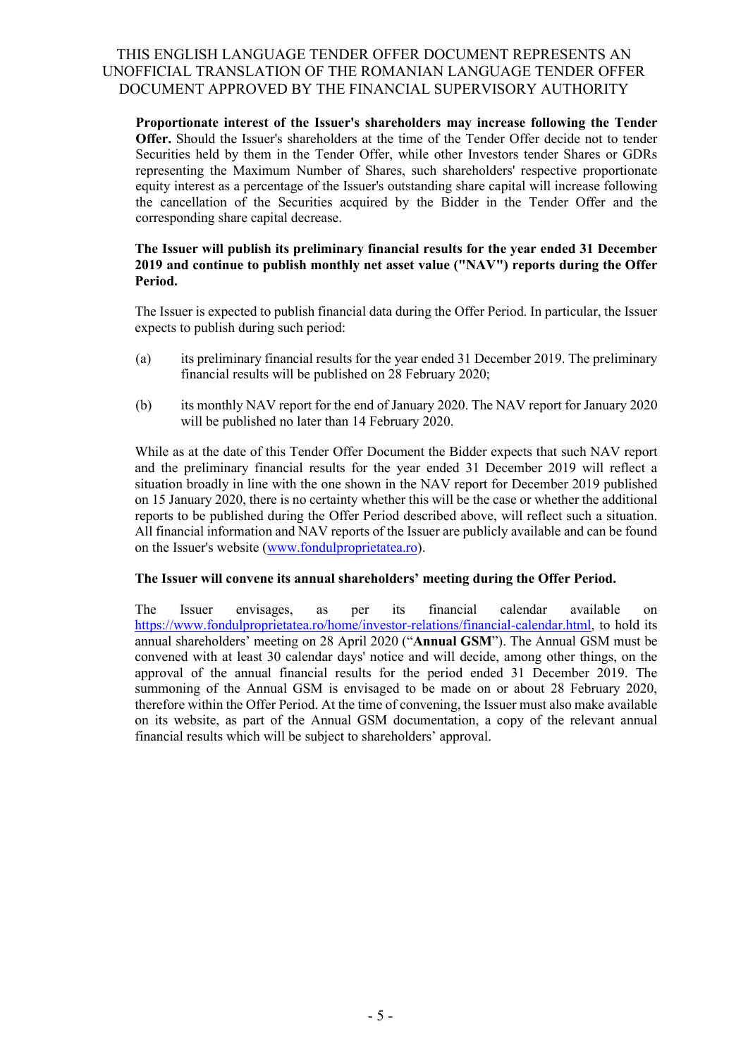**Proportionate interest of the Issuer's shareholders may increase following the Tender Offer.** Should the Issuer's shareholders at the time of the Tender Offer decide not to tender Securities held by them in the Tender Offer, while other Investors tender Shares or GDRs representing the Maximum Number of Shares, such shareholders' respective proportionate equity interest as a percentage of the Issuer's outstanding share capital will increase following the cancellation of the Securities acquired by the Bidder in the Tender Offer and the corresponding share capital decrease.

**The Issuer will publish its preliminary financial results for the year ended 31 December 2019 and continue to publish monthly net asset value ("NAV") reports during the Offer Period.**

The Issuer is expected to publish financial data during the Offer Period. In particular, the Issuer expects to publish during such period:

(a) its preliminary financial results for the year ended 31 December 2019. The preliminary financial results will be published on 28 February 2020;

(b) its monthly NAV report for the end of January 2020. The NAV report for January 2020 will be published no later than 14 February 2020.

While as at the date of this Tender Offer Document the Bidder expects that such NAV report and the preliminary financial results for the year ended 31 December 2019 will reflect a situation broadly in line with the one shown in the NAV report for December 2019 published on 15 January 2020, there is no certainty whether this will be the case or whether the additional reports to be published during the Offer Period described above, will reflect such a situation. All financial information and NAV reports of the Issuer are publicly available and can be found on the Issuer's website (www.fondulproprietatea.ro).

**The Issuer will convene its annual shareholders' meeting during the Offer Period.**

The Issuer envisages, as per its financial calendar available on https://www.fondulproprietatea.ro/home/investor-relations/financial-calendar.html, to hold its annual shareholders' meeting on 28 April 2020 ("**Annual GSM**"). The Annual GSM must be convened with at least 30 calendar days' notice and will decide, among other things, on the approval of the annual financial results for the period ended 31 December 2019. The summoning of the Annual GSM is envisaged to be made on or about 28 February 2020, therefore within the Offer Period. At the time of convening, the Issuer must also make available on its website, as part of the Annual GSM documentation, a copy of the relevant annual financial results which will be subject to shareholders' approval.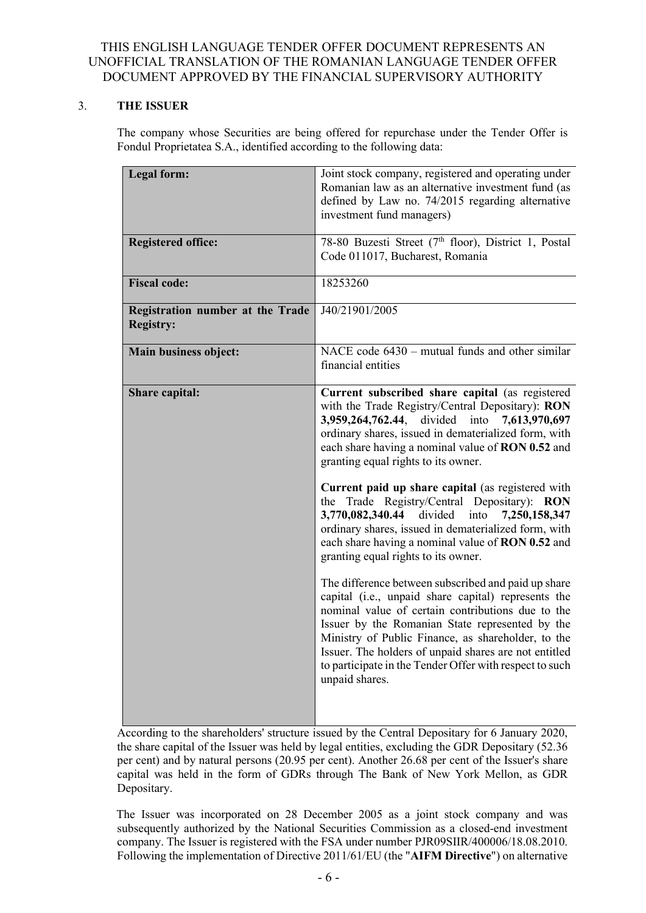THIS ENGLISH LANGUAGE TENDER OFFER DOCUMENT REPRESENTS AN UNOFFICIAL TRANSLATION OF THE ROMANIAN LANGUAGE TENDER OFFER DOCUMENT APPROVED BY THE FINANCIAL SUPERVISORY AUTHORITY

## 3. THE ISSUER

The company whose Securities are being offered for repurchase under the Tender Offer is Fondul Proprietatea S.A., identified according to the following data:

| | |
|---|---|
| **Legal form:** | Joint stock company, registered and operating under Romanian law as an alternative investment fund (as defined by Law no. 74/2015 regarding alternative investment fund managers) |
| **Registered office:** | 78-80 Buzesti Street (7th floor), District 1, Postal Code 011017, Bucharest, Romania |
| **Fiscal code:** | 18253260 |
| **Registration number at the Trade Registry:** | J40/21901/2005 |
| **Main business object:** | NACE code 6430 – mutual funds and other similar financial entities |
| **Share capital:** | **Current subscribed share capital** (as registered with the Trade Registry/Central Depositary): **RON 3,959,264,762.44**, divided into **7,613,970,697** ordinary shares, issued in dematerialized form, with each share having a nominal value of **RON 0.52** and granting equal rights to its owner.<br><br>**Current paid up share capital** (as registered with the Trade Registry/Central Depositary): **RON 3,770,082,340.44** divided into **7,250,158,347** ordinary shares, issued in dematerialized form, with each share having a nominal value of **RON 0.52** and granting equal rights to its owner.<br><br>The difference between subscribed and paid up share capital (i.e., unpaid share capital) represents the nominal value of certain contributions due to the Issuer by the Romanian State represented by the Ministry of Public Finance, as shareholder, to the Issuer. The holders of unpaid shares are not entitled to participate in the Tender Offer with respect to such unpaid shares. |

According to the shareholders' structure issued by the Central Depositary for 6 January 2020, the share capital of the Issuer was held by legal entities, excluding the GDR Depositary (52.36 per cent) and by natural persons (20.95 per cent). Another 26.68 per cent of the Issuer's share capital was held in the form of GDRs through The Bank of New York Mellon, as GDR Depositary.

The Issuer was incorporated on 28 December 2005 as a joint stock company and was subsequently authorized by the National Securities Commission as a closed-end investment company. The Issuer is registered with the FSA under number PJR09SIIR/400006/18.08.2010. Following the implementation of Directive 2011/61/EU (the "**AIFM Directive**") on alternative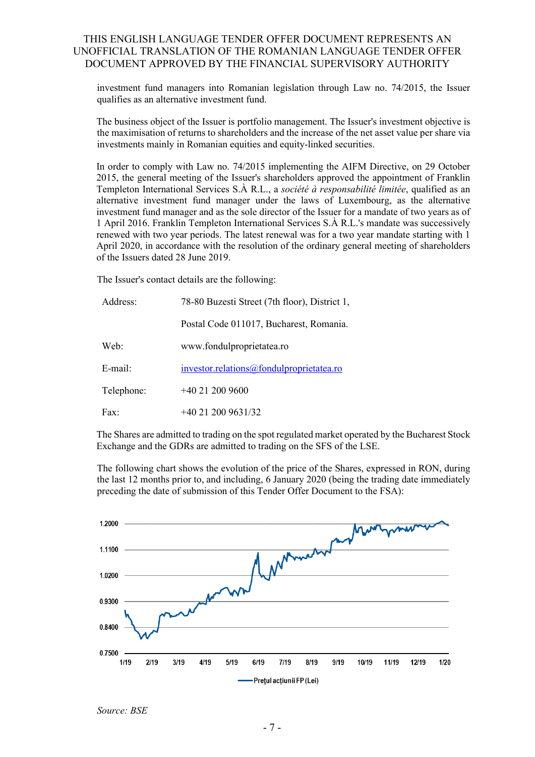investment fund managers into Romanian legislation through Law no. 74/2015, the Issuer qualifies as an alternative investment fund.

The business object of the Issuer is portfolio management. The Issuer's investment objective is the maximisation of returns to shareholders and the increase of the net asset value per share via investments mainly in Romanian equities and equity-linked securities.

In order to comply with Law no. 74/2015 implementing the AIFM Directive, on 29 October 2015, the general meeting of the Issuer's shareholders approved the appointment of Franklin Templeton International Services S.À R.L., a *société à responsabilité limitée*, qualified as an alternative investment fund manager under the laws of Luxembourg, as the alternative investment fund manager and as the sole director of the Issuer for a mandate of two years as of 1 April 2016. Franklin Templeton International Services S.À R.L.'s mandate was successively renewed with two year periods. The latest renewal was for a two year mandate starting with 1 April 2020, in accordance with the resolution of the ordinary general meeting of shareholders of the Issuers dated 28 June 2019.

The Issuer's contact details are the following:

| | |
|---|---|
| Address: | 78-80 Buzesti Street (7th floor), District 1, Postal Code 011017, Bucharest, Romania. |
| Web: | www.fondulproprietatea.ro |
| E-mail: | investor.relations@fondulproprietatea.ro |
| Telephone: | +40 21 200 9600 |
| Fax: | +40 21 200 9631/32 |

The Shares are admitted to trading on the spot regulated market operated by the Bucharest Stock Exchange and the GDRs are admitted to trading on the SFS of the LSE.

The following chart shows the evolution of the price of the Shares, expressed in RON, during the last 12 months prior to, and including, 6 January 2020 (being the trading date immediately preceding the date of submission of this Tender Offer Document to the FSA):

*Source: BSE*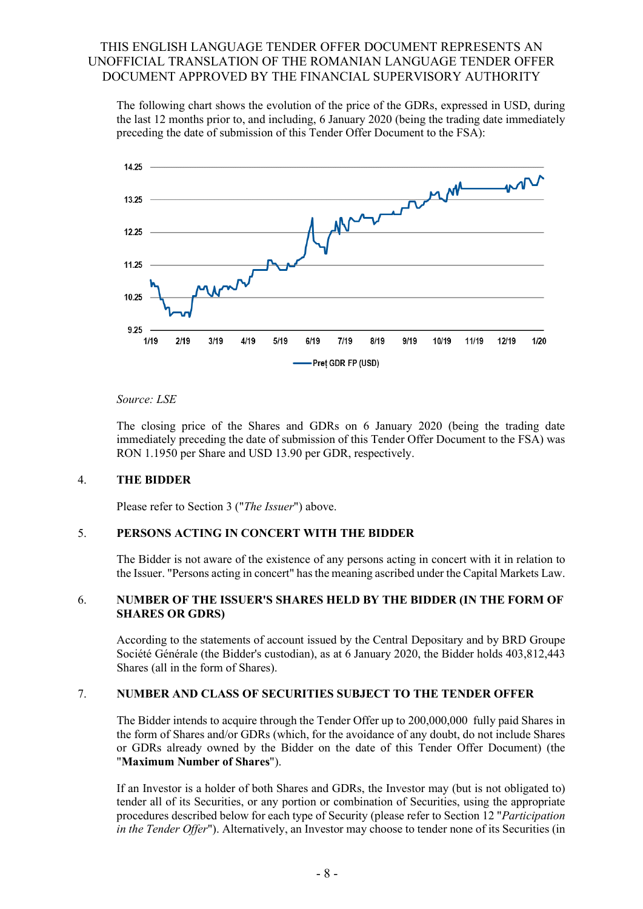THIS ENGLISH LANGUAGE TENDER OFFER DOCUMENT REPRESENTS AN UNOFFICIAL TRANSLATION OF THE ROMANIAN LANGUAGE TENDER OFFER DOCUMENT APPROVED BY THE FINANCIAL SUPERVISORY AUTHORITY

The following chart shows the evolution of the price of the GDRs, expressed in USD, during the last 12 months prior to, and including, 6 January 2020 (being the trading date immediately preceding the date of submission of this Tender Offer Document to the FSA):

*Source: LSE*

The closing price of the Shares and GDRs on 6 January 2020 (being the trading date immediately preceding the date of submission of this Tender Offer Document to the FSA) was RON 1.1950 per Share and USD 13.90 per GDR, respectively.

## 4. THE BIDDER

Please refer to Section 3 ("*The Issuer*") above.

## 5. PERSONS ACTING IN CONCERT WITH THE BIDDER

The Bidder is not aware of the existence of any persons acting in concert with it in relation to the Issuer. "Persons acting in concert" has the meaning ascribed under the Capital Markets Law.

## 6. NUMBER OF THE ISSUER'S SHARES HELD BY THE BIDDER (IN THE FORM OF SHARES OR GDRS)

According to the statements of account issued by the Central Depositary and by BRD Groupe Société Générale (the Bidder's custodian), as at 6 January 2020, the Bidder holds 403,812,443 Shares (all in the form of Shares).

## 7. NUMBER AND CLASS OF SECURITIES SUBJECT TO THE TENDER OFFER

The Bidder intends to acquire through the Tender Offer up to 200,000,000 fully paid Shares in the form of Shares and/or GDRs (which, for the avoidance of any doubt, do not include Shares or GDRs already owned by the Bidder on the date of this Tender Offer Document) (the "**Maximum Number of Shares**").

If an Investor is a holder of both Shares and GDRs, the Investor may (but is not obligated to) tender all of its Securities, or any portion or combination of Securities, using the appropriate procedures described below for each type of Security (please refer to Section 12 "*Participation in the Tender Offer*"). Alternatively, an Investor may choose to tender none of its Securities (in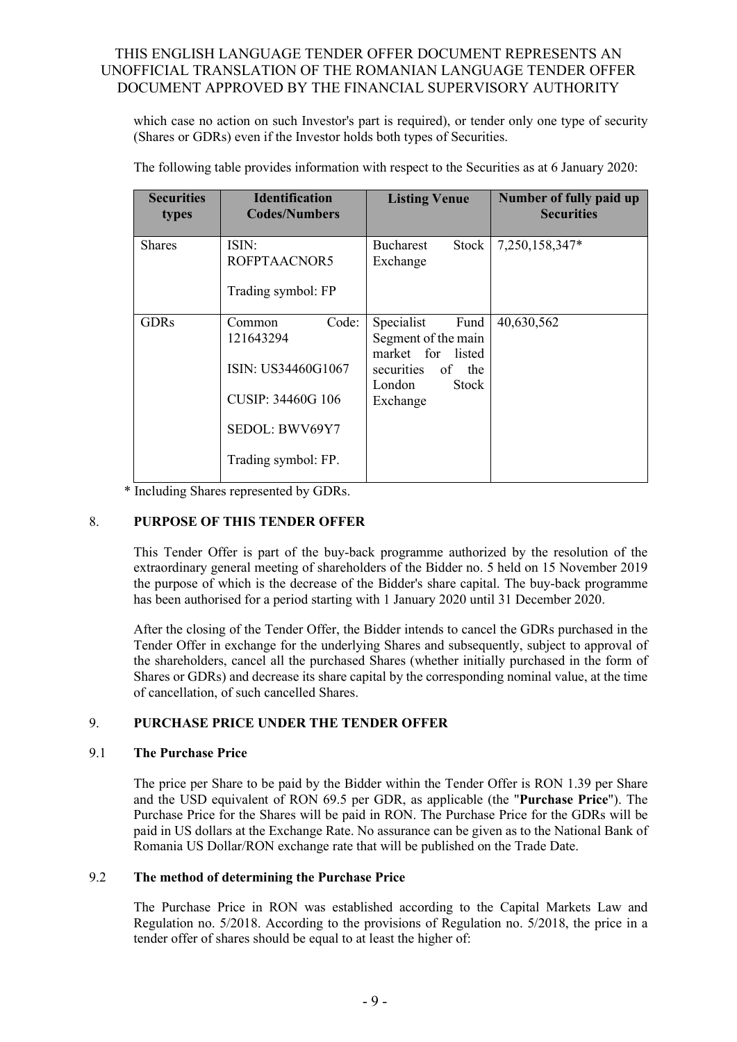which case no action on such Investor's part is required), or tender only one type of security (Shares or GDRs) even if the Investor holds both types of Securities.

The following table provides information with respect to the Securities as at 6 January 2020:

| Securities types | Identification Codes/Numbers | Listing Venue | Number of fully paid up Securities |
|---|---|---|---|
| Shares | ISIN: ROFPTAACNOR5<br><br>Trading symbol: FP | Bucharest Stock Exchange | 7,250,158,347* |
| GDRs | Common Code: 121643294<br><br>ISIN: US34460G1067<br><br>CUSIP: 34460G 106<br><br>SEDOL: BWV69Y7<br><br>Trading symbol: FP. | Specialist Fund Segment of the main market for listed securities of the London Stock Exchange | 40,630,562 |

\* Including Shares represented by GDRs.

## 8. PURPOSE OF THIS TENDER OFFER

This Tender Offer is part of the buy-back programme authorized by the resolution of the extraordinary general meeting of shareholders of the Bidder no. 5 held on 15 November 2019 the purpose of which is the decrease of the Bidder's share capital. The buy-back programme has been authorised for a period starting with 1 January 2020 until 31 December 2020.

After the closing of the Tender Offer, the Bidder intends to cancel the GDRs purchased in the Tender Offer in exchange for the underlying Shares and subsequently, subject to approval of the shareholders, cancel all the purchased Shares (whether initially purchased in the form of Shares or GDRs) and decrease its share capital by the corresponding nominal value, at the time of cancellation, of such cancelled Shares.

## 9. PURCHASE PRICE UNDER THE TENDER OFFER

### 9.1 The Purchase Price

The price per Share to be paid by the Bidder within the Tender Offer is RON 1.39 per Share and the USD equivalent of RON 69.5 per GDR, as applicable (the "**Purchase Price**"). The Purchase Price for the Shares will be paid in RON. The Purchase Price for the GDRs will be paid in US dollars at the Exchange Rate. No assurance can be given as to the National Bank of Romania US Dollar/RON exchange rate that will be published on the Trade Date.

### 9.2 The method of determining the Purchase Price

The Purchase Price in RON was established according to the Capital Markets Law and Regulation no. 5/2018. According to the provisions of Regulation no. 5/2018, the price in a tender offer of shares should be equal to at least the higher of: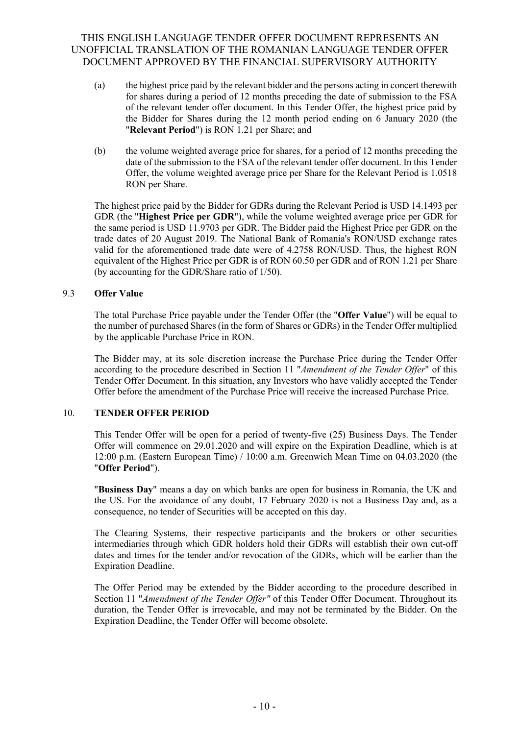(a) the highest price paid by the relevant bidder and the persons acting in concert therewith for shares during a period of 12 months preceding the date of submission to the FSA of the relevant tender offer document. In this Tender Offer, the highest price paid by the Bidder for Shares during the 12 month period ending on 6 January 2020 (the "**Relevant Period**") is RON 1.21 per Share; and

(b) the volume weighted average price for shares, for a period of 12 months preceding the date of the submission to the FSA of the relevant tender offer document. In this Tender Offer, the volume weighted average price per Share for the Relevant Period is 1.0518 RON per Share.

The highest price paid by the Bidder for GDRs during the Relevant Period is USD 14.1493 per GDR (the "**Highest Price per GDR**"), while the volume weighted average price per GDR for the same period is USD 11.9703 per GDR. The Bidder paid the Highest Price per GDR on the trade dates of 20 August 2019. The National Bank of Romania's RON/USD exchange rates valid for the aforementioned trade date were of 4.2758 RON/USD. Thus, the highest RON equivalent of the Highest Price per GDR is of RON 60.50 per GDR and of RON 1.21 per Share (by accounting for the GDR/Share ratio of 1/50).

### 9.3 Offer Value

The total Purchase Price payable under the Tender Offer (the "**Offer Value**") will be equal to the number of purchased Shares (in the form of Shares or GDRs) in the Tender Offer multiplied by the applicable Purchase Price in RON.

The Bidder may, at its sole discretion increase the Purchase Price during the Tender Offer according to the procedure described in Section 11 "*Amendment of the Tender Offer*" of this Tender Offer Document. In this situation, any Investors who have validly accepted the Tender Offer before the amendment of the Purchase Price will receive the increased Purchase Price.

## 10. TENDER OFFER PERIOD

This Tender Offer will be open for a period of twenty-five (25) Business Days. The Tender Offer will commence on 29.01.2020 and will expire on the Expiration Deadline, which is at 12:00 p.m. (Eastern European Time) / 10:00 a.m. Greenwich Mean Time on 04.03.2020 (the "**Offer Period**").

"**Business Day**" means a day on which banks are open for business in Romania, the UK and the US. For the avoidance of any doubt, 17 February 2020 is not a Business Day and, as a consequence, no tender of Securities will be accepted on this day.

The Clearing Systems, their respective participants and the brokers or other securities intermediaries through which GDR holders hold their GDRs will establish their own cut-off dates and times for the tender and/or revocation of the GDRs, which will be earlier than the Expiration Deadline.

The Offer Period may be extended by the Bidder according to the procedure described in Section 11 "*Amendment of the Tender Offer"* of this Tender Offer Document. Throughout its duration, the Tender Offer is irrevocable, and may not be terminated by the Bidder. On the Expiration Deadline, the Tender Offer will become obsolete.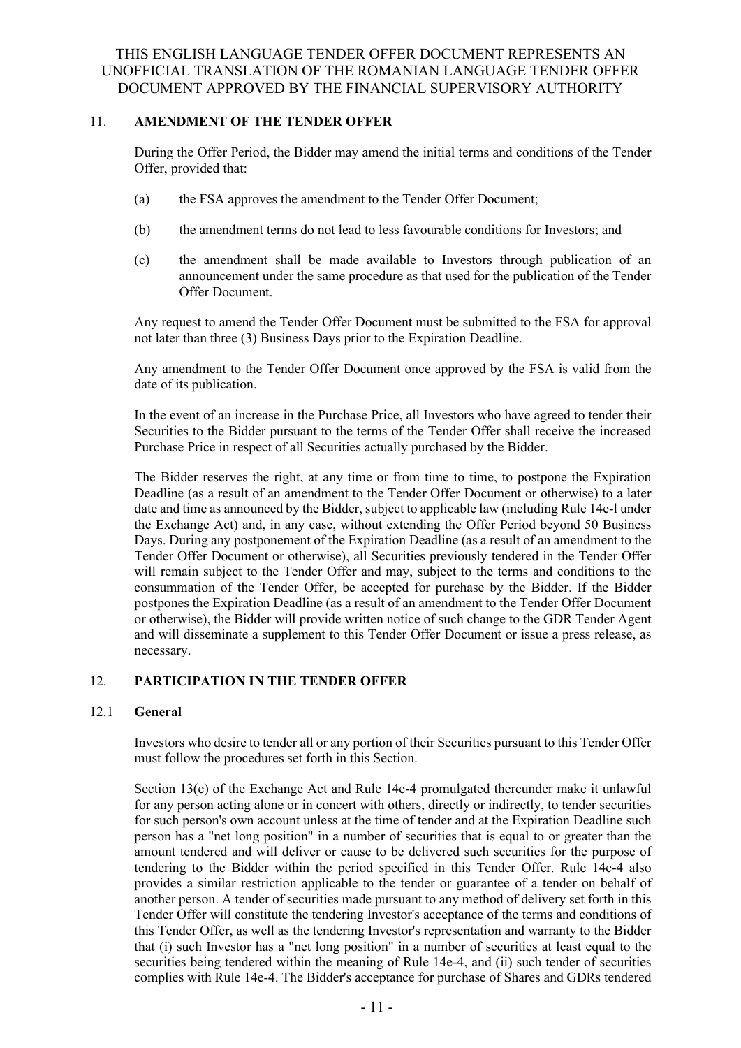## 11. AMENDMENT OF THE TENDER OFFER

During the Offer Period, the Bidder may amend the initial terms and conditions of the Tender Offer, provided that:

(a) the FSA approves the amendment to the Tender Offer Document;

(b) the amendment terms do not lead to less favourable conditions for Investors; and

(c) the amendment shall be made available to Investors through publication of an announcement under the same procedure as that used for the publication of the Tender Offer Document.

Any request to amend the Tender Offer Document must be submitted to the FSA for approval not later than three (3) Business Days prior to the Expiration Deadline.

Any amendment to the Tender Offer Document once approved by the FSA is valid from the date of its publication.

In the event of an increase in the Purchase Price, all Investors who have agreed to tender their Securities to the Bidder pursuant to the terms of the Tender Offer shall receive the increased Purchase Price in respect of all Securities actually purchased by the Bidder.

The Bidder reserves the right, at any time or from time to time, to postpone the Expiration Deadline (as a result of an amendment to the Tender Offer Document or otherwise) to a later date and time as announced by the Bidder, subject to applicable law (including Rule 14e-l under the Exchange Act) and, in any case, without extending the Offer Period beyond 50 Business Days. During any postponement of the Expiration Deadline (as a result of an amendment to the Tender Offer Document or otherwise), all Securities previously tendered in the Tender Offer will remain subject to the Tender Offer and may, subject to the terms and conditions to the consummation of the Tender Offer, be accepted for purchase by the Bidder. If the Bidder postpones the Expiration Deadline (as a result of an amendment to the Tender Offer Document or otherwise), the Bidder will provide written notice of such change to the GDR Tender Agent and will disseminate a supplement to this Tender Offer Document or issue a press release, as necessary.

## 12. PARTICIPATION IN THE TENDER OFFER

### 12.1 General

Investors who desire to tender all or any portion of their Securities pursuant to this Tender Offer must follow the procedures set forth in this Section.

Section 13(e) of the Exchange Act and Rule 14e-4 promulgated thereunder make it unlawful for any person acting alone or in concert with others, directly or indirectly, to tender securities for such person's own account unless at the time of tender and at the Expiration Deadline such person has a "net long position" in a number of securities that is equal to or greater than the amount tendered and will deliver or cause to be delivered such securities for the purpose of tendering to the Bidder within the period specified in this Tender Offer. Rule 14e-4 also provides a similar restriction applicable to the tender or guarantee of a tender on behalf of another person. A tender of securities made pursuant to any method of delivery set forth in this Tender Offer will constitute the tendering Investor's acceptance of the terms and conditions of this Tender Offer, as well as the tendering Investor's representation and warranty to the Bidder that (i) such Investor has a "net long position" in a number of securities at least equal to the securities being tendered within the meaning of Rule 14e-4, and (ii) such tender of securities complies with Rule 14e-4. The Bidder's acceptance for purchase of Shares and GDRs tendered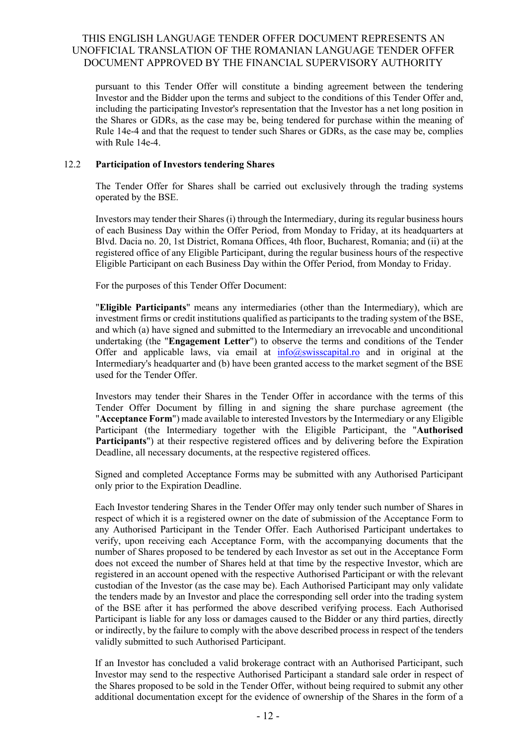pursuant to this Tender Offer will constitute a binding agreement between the tendering Investor and the Bidder upon the terms and subject to the conditions of this Tender Offer and, including the participating Investor's representation that the Investor has a net long position in the Shares or GDRs, as the case may be, being tendered for purchase within the meaning of Rule 14e-4 and that the request to tender such Shares or GDRs, as the case may be, complies with Rule 14e-4.

### 12.2 Participation of Investors tendering Shares

The Tender Offer for Shares shall be carried out exclusively through the trading systems operated by the BSE.

Investors may tender their Shares (i) through the Intermediary, during its regular business hours of each Business Day within the Offer Period, from Monday to Friday, at its headquarters at Blvd. Dacia no. 20, 1st District, Romana Offices, 4th floor, Bucharest, Romania; and (ii) at the registered office of any Eligible Participant, during the regular business hours of the respective Eligible Participant on each Business Day within the Offer Period, from Monday to Friday.

For the purposes of this Tender Offer Document:

"**Eligible Participants**" means any intermediaries (other than the Intermediary), which are investment firms or credit institutions qualified as participants to the trading system of the BSE, and which (a) have signed and submitted to the Intermediary an irrevocable and unconditional undertaking (the "**Engagement Letter**") to observe the terms and conditions of the Tender Offer and applicable laws, via email at info@swisscapital.ro and in original at the Intermediary's headquarter and (b) have been granted access to the market segment of the BSE used for the Tender Offer.

Investors may tender their Shares in the Tender Offer in accordance with the terms of this Tender Offer Document by filling in and signing the share purchase agreement (the "**Acceptance Form**") made available to interested Investors by the Intermediary or any Eligible Participant (the Intermediary together with the Eligible Participant, the "**Authorised Participants**") at their respective registered offices and by delivering before the Expiration Deadline, all necessary documents, at the respective registered offices.

Signed and completed Acceptance Forms may be submitted with any Authorised Participant only prior to the Expiration Deadline.

Each Investor tendering Shares in the Tender Offer may only tender such number of Shares in respect of which it is a registered owner on the date of submission of the Acceptance Form to any Authorised Participant in the Tender Offer. Each Authorised Participant undertakes to verify, upon receiving each Acceptance Form, with the accompanying documents that the number of Shares proposed to be tendered by each Investor as set out in the Acceptance Form does not exceed the number of Shares held at that time by the respective Investor, which are registered in an account opened with the respective Authorised Participant or with the relevant custodian of the Investor (as the case may be). Each Authorised Participant may only validate the tenders made by an Investor and place the corresponding sell order into the trading system of the BSE after it has performed the above described verifying process. Each Authorised Participant is liable for any loss or damages caused to the Bidder or any third parties, directly or indirectly, by the failure to comply with the above described process in respect of the tenders validly submitted to such Authorised Participant.

If an Investor has concluded a valid brokerage contract with an Authorised Participant, such Investor may send to the respective Authorised Participant a standard sale order in respect of the Shares proposed to be sold in the Tender Offer, without being required to submit any other additional documentation except for the evidence of ownership of the Shares in the form of a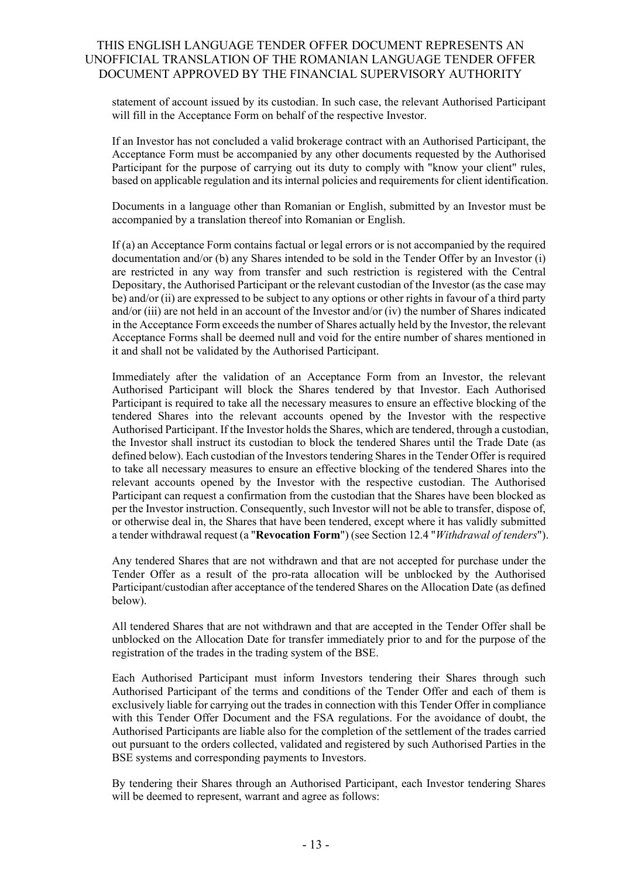statement of account issued by its custodian. In such case, the relevant Authorised Participant will fill in the Acceptance Form on behalf of the respective Investor.

If an Investor has not concluded a valid brokerage contract with an Authorised Participant, the Acceptance Form must be accompanied by any other documents requested by the Authorised Participant for the purpose of carrying out its duty to comply with "know your client" rules, based on applicable regulation and its internal policies and requirements for client identification.

Documents in a language other than Romanian or English, submitted by an Investor must be accompanied by a translation thereof into Romanian or English.

If (a) an Acceptance Form contains factual or legal errors or is not accompanied by the required documentation and/or (b) any Shares intended to be sold in the Tender Offer by an Investor (i) are restricted in any way from transfer and such restriction is registered with the Central Depositary, the Authorised Participant or the relevant custodian of the Investor (as the case may be) and/or (ii) are expressed to be subject to any options or other rights in favour of a third party and/or (iii) are not held in an account of the Investor and/or (iv) the number of Shares indicated in the Acceptance Form exceeds the number of Shares actually held by the Investor, the relevant Acceptance Forms shall be deemed null and void for the entire number of shares mentioned in it and shall not be validated by the Authorised Participant.

Immediately after the validation of an Acceptance Form from an Investor, the relevant Authorised Participant will block the Shares tendered by that Investor. Each Authorised Participant is required to take all the necessary measures to ensure an effective blocking of the tendered Shares into the relevant accounts opened by the Investor with the respective Authorised Participant. If the Investor holds the Shares, which are tendered, through a custodian, the Investor shall instruct its custodian to block the tendered Shares until the Trade Date (as defined below). Each custodian of the Investors tendering Shares in the Tender Offer is required to take all necessary measures to ensure an effective blocking of the tendered Shares into the relevant accounts opened by the Investor with the respective custodian. The Authorised Participant can request a confirmation from the custodian that the Shares have been blocked as per the Investor instruction. Consequently, such Investor will not be able to transfer, dispose of, or otherwise deal in, the Shares that have been tendered, except where it has validly submitted a tender withdrawal request (a "**Revocation Form**") (see Section 12.4 "*Withdrawal of tenders*").

Any tendered Shares that are not withdrawn and that are not accepted for purchase under the Tender Offer as a result of the pro-rata allocation will be unblocked by the Authorised Participant/custodian after acceptance of the tendered Shares on the Allocation Date (as defined below).

All tendered Shares that are not withdrawn and that are accepted in the Tender Offer shall be unblocked on the Allocation Date for transfer immediately prior to and for the purpose of the registration of the trades in the trading system of the BSE.

Each Authorised Participant must inform Investors tendering their Shares through such Authorised Participant of the terms and conditions of the Tender Offer and each of them is exclusively liable for carrying out the trades in connection with this Tender Offer in compliance with this Tender Offer Document and the FSA regulations. For the avoidance of doubt, the Authorised Participants are liable also for the completion of the settlement of the trades carried out pursuant to the orders collected, validated and registered by such Authorised Parties in the BSE systems and corresponding payments to Investors.

By tendering their Shares through an Authorised Participant, each Investor tendering Shares will be deemed to represent, warrant and agree as follows: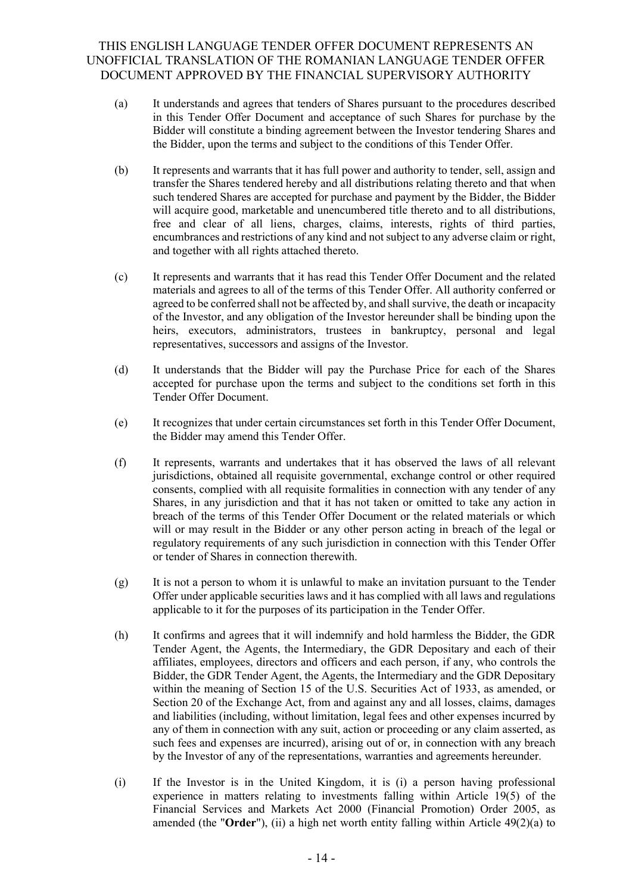(a) It understands and agrees that tenders of Shares pursuant to the procedures described in this Tender Offer Document and acceptance of such Shares for purchase by the Bidder will constitute a binding agreement between the Investor tendering Shares and the Bidder, upon the terms and subject to the conditions of this Tender Offer.

(b) It represents and warrants that it has full power and authority to tender, sell, assign and transfer the Shares tendered hereby and all distributions relating thereto and that when such tendered Shares are accepted for purchase and payment by the Bidder, the Bidder will acquire good, marketable and unencumbered title thereto and to all distributions, free and clear of all liens, charges, claims, interests, rights of third parties, encumbrances and restrictions of any kind and not subject to any adverse claim or right, and together with all rights attached thereto.

(c) It represents and warrants that it has read this Tender Offer Document and the related materials and agrees to all of the terms of this Tender Offer. All authority conferred or agreed to be conferred shall not be affected by, and shall survive, the death or incapacity of the Investor, and any obligation of the Investor hereunder shall be binding upon the heirs, executors, administrators, trustees in bankruptcy, personal and legal representatives, successors and assigns of the Investor.

(d) It understands that the Bidder will pay the Purchase Price for each of the Shares accepted for purchase upon the terms and subject to the conditions set forth in this Tender Offer Document.

(e) It recognizes that under certain circumstances set forth in this Tender Offer Document, the Bidder may amend this Tender Offer.

(f) It represents, warrants and undertakes that it has observed the laws of all relevant jurisdictions, obtained all requisite governmental, exchange control or other required consents, complied with all requisite formalities in connection with any tender of any Shares, in any jurisdiction and that it has not taken or omitted to take any action in breach of the terms of this Tender Offer Document or the related materials or which will or may result in the Bidder or any other person acting in breach of the legal or regulatory requirements of any such jurisdiction in connection with this Tender Offer or tender of Shares in connection therewith.

(g) It is not a person to whom it is unlawful to make an invitation pursuant to the Tender Offer under applicable securities laws and it has complied with all laws and regulations applicable to it for the purposes of its participation in the Tender Offer.

(h) It confirms and agrees that it will indemnify and hold harmless the Bidder, the GDR Tender Agent, the Agents, the Intermediary, the GDR Depositary and each of their affiliates, employees, directors and officers and each person, if any, who controls the Bidder, the GDR Tender Agent, the Agents, the Intermediary and the GDR Depositary within the meaning of Section 15 of the U.S. Securities Act of 1933, as amended, or Section 20 of the Exchange Act, from and against any and all losses, claims, damages and liabilities (including, without limitation, legal fees and other expenses incurred by any of them in connection with any suit, action or proceeding or any claim asserted, as such fees and expenses are incurred), arising out of or, in connection with any breach by the Investor of any of the representations, warranties and agreements hereunder.

(i) If the Investor is in the United Kingdom, it is (i) a person having professional experience in matters relating to investments falling within Article 19(5) of the Financial Services and Markets Act 2000 (Financial Promotion) Order 2005, as amended (the "**Order**"), (ii) a high net worth entity falling within Article 49(2)(a) to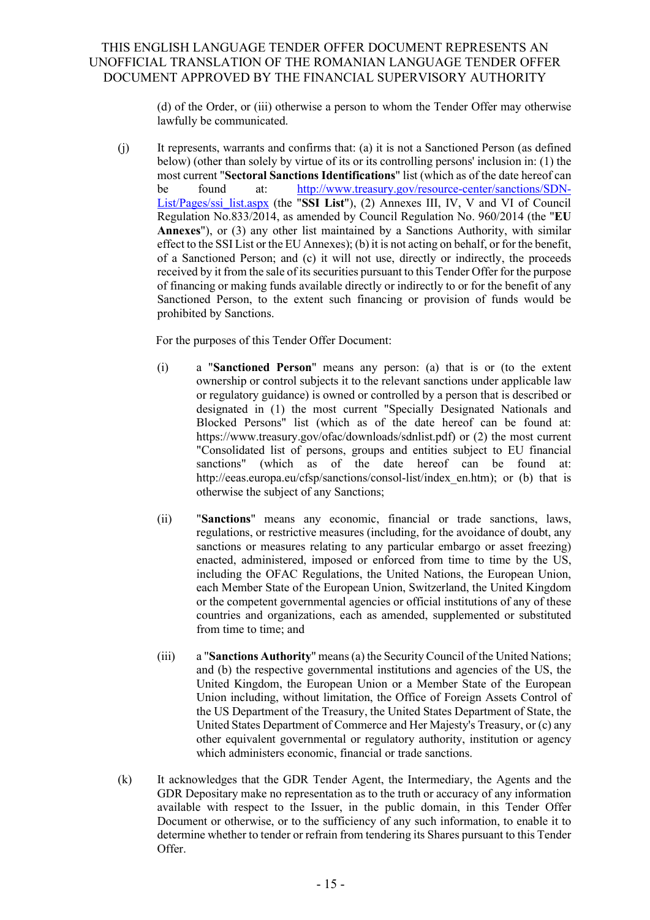(d) of the Order, or (iii) otherwise a person to whom the Tender Offer may otherwise lawfully be communicated.

(j) It represents, warrants and confirms that: (a) it is not a Sanctioned Person (as defined below) (other than solely by virtue of its or its controlling persons' inclusion in: (1) the most current "**Sectoral Sanctions Identifications**" list (which as of the date hereof can be found at: http://www.treasury.gov/resource-center/sanctions/SDN-List/Pages/ssi_list.aspx (the "**SSI List**"), (2) Annexes III, IV, V and VI of Council Regulation No.833/2014, as amended by Council Regulation No. 960/2014 (the "**EU Annexes**"), or (3) any other list maintained by a Sanctions Authority, with similar effect to the SSI List or the EU Annexes); (b) it is not acting on behalf, or for the benefit, of a Sanctioned Person; and (c) it will not use, directly or indirectly, the proceeds received by it from the sale of its securities pursuant to this Tender Offer for the purpose of financing or making funds available directly or indirectly to or for the benefit of any Sanctioned Person, to the extent such financing or provision of funds would be prohibited by Sanctions.

For the purposes of this Tender Offer Document:

(i) a "**Sanctioned Person**" means any person: (a) that is or (to the extent ownership or control subjects it to the relevant sanctions under applicable law or regulatory guidance) is owned or controlled by a person that is described or designated in (1) the most current "Specially Designated Nationals and Blocked Persons" list (which as of the date hereof can be found at: https://www.treasury.gov/ofac/downloads/sdnlist.pdf) or (2) the most current "Consolidated list of persons, groups and entities subject to EU financial sanctions" (which as of the date hereof can be found at: http://eeas.europa.eu/cfsp/sanctions/consol-list/index_en.htm); or (b) that is otherwise the subject of any Sanctions;

(ii) "**Sanctions**" means any economic, financial or trade sanctions, laws, regulations, or restrictive measures (including, for the avoidance of doubt, any sanctions or measures relating to any particular embargo or asset freezing) enacted, administered, imposed or enforced from time to time by the US, including the OFAC Regulations, the United Nations, the European Union, each Member State of the European Union, Switzerland, the United Kingdom or the competent governmental agencies or official institutions of any of these countries and organizations, each as amended, supplemented or substituted from time to time; and

(iii) a "**Sanctions Authority**" means (a) the Security Council of the United Nations; and (b) the respective governmental institutions and agencies of the US, the United Kingdom, the European Union or a Member State of the European Union including, without limitation, the Office of Foreign Assets Control of the US Department of the Treasury, the United States Department of State, the United States Department of Commerce and Her Majesty's Treasury, or (c) any other equivalent governmental or regulatory authority, institution or agency which administers economic, financial or trade sanctions.

(k) It acknowledges that the GDR Tender Agent, the Intermediary, the Agents and the GDR Depositary make no representation as to the truth or accuracy of any information available with respect to the Issuer, in the public domain, in this Tender Offer Document or otherwise, or to the sufficiency of any such information, to enable it to determine whether to tender or refrain from tendering its Shares pursuant to this Tender Offer.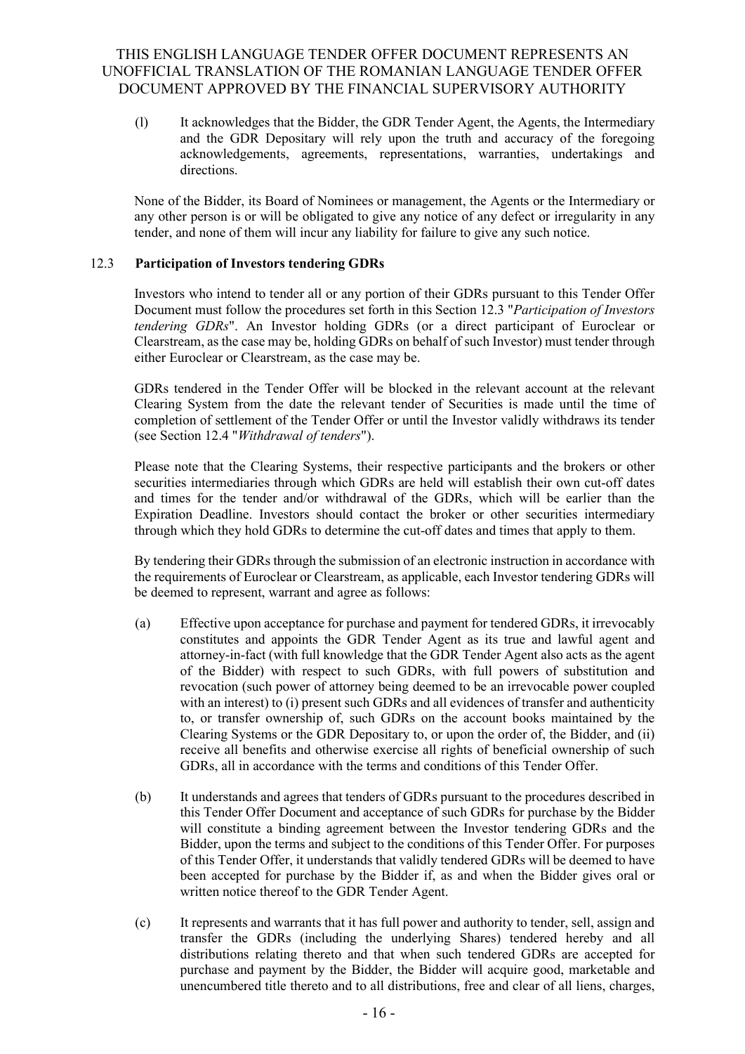(l) It acknowledges that the Bidder, the GDR Tender Agent, the Agents, the Intermediary and the GDR Depositary will rely upon the truth and accuracy of the foregoing acknowledgements, agreements, representations, warranties, undertakings and directions.

None of the Bidder, its Board of Nominees or management, the Agents or the Intermediary or any other person is or will be obligated to give any notice of any defect or irregularity in any tender, and none of them will incur any liability for failure to give any such notice.

### 12.3 Participation of Investors tendering GDRs

Investors who intend to tender all or any portion of their GDRs pursuant to this Tender Offer Document must follow the procedures set forth in this Section 12.3 "*Participation of Investors tendering GDRs*". An Investor holding GDRs (or a direct participant of Euroclear or Clearstream, as the case may be, holding GDRs on behalf of such Investor) must tender through either Euroclear or Clearstream, as the case may be.

GDRs tendered in the Tender Offer will be blocked in the relevant account at the relevant Clearing System from the date the relevant tender of Securities is made until the time of completion of settlement of the Tender Offer or until the Investor validly withdraws its tender (see Section 12.4 "*Withdrawal of tenders*").

Please note that the Clearing Systems, their respective participants and the brokers or other securities intermediaries through which GDRs are held will establish their own cut-off dates and times for the tender and/or withdrawal of the GDRs, which will be earlier than the Expiration Deadline. Investors should contact the broker or other securities intermediary through which they hold GDRs to determine the cut-off dates and times that apply to them.

By tendering their GDRs through the submission of an electronic instruction in accordance with the requirements of Euroclear or Clearstream, as applicable, each Investor tendering GDRs will be deemed to represent, warrant and agree as follows:

(a) Effective upon acceptance for purchase and payment for tendered GDRs, it irrevocably constitutes and appoints the GDR Tender Agent as its true and lawful agent and attorney-in-fact (with full knowledge that the GDR Tender Agent also acts as the agent of the Bidder) with respect to such GDRs, with full powers of substitution and revocation (such power of attorney being deemed to be an irrevocable power coupled with an interest) to (i) present such GDRs and all evidences of transfer and authenticity to, or transfer ownership of, such GDRs on the account books maintained by the Clearing Systems or the GDR Depositary to, or upon the order of, the Bidder, and (ii) receive all benefits and otherwise exercise all rights of beneficial ownership of such GDRs, all in accordance with the terms and conditions of this Tender Offer.

(b) It understands and agrees that tenders of GDRs pursuant to the procedures described in this Tender Offer Document and acceptance of such GDRs for purchase by the Bidder will constitute a binding agreement between the Investor tendering GDRs and the Bidder, upon the terms and subject to the conditions of this Tender Offer. For purposes of this Tender Offer, it understands that validly tendered GDRs will be deemed to have been accepted for purchase by the Bidder if, as and when the Bidder gives oral or written notice thereof to the GDR Tender Agent.

(c) It represents and warrants that it has full power and authority to tender, sell, assign and transfer the GDRs (including the underlying Shares) tendered hereby and all distributions relating thereto and that when such tendered GDRs are accepted for purchase and payment by the Bidder, the Bidder will acquire good, marketable and unencumbered title thereto and to all distributions, free and clear of all liens, charges,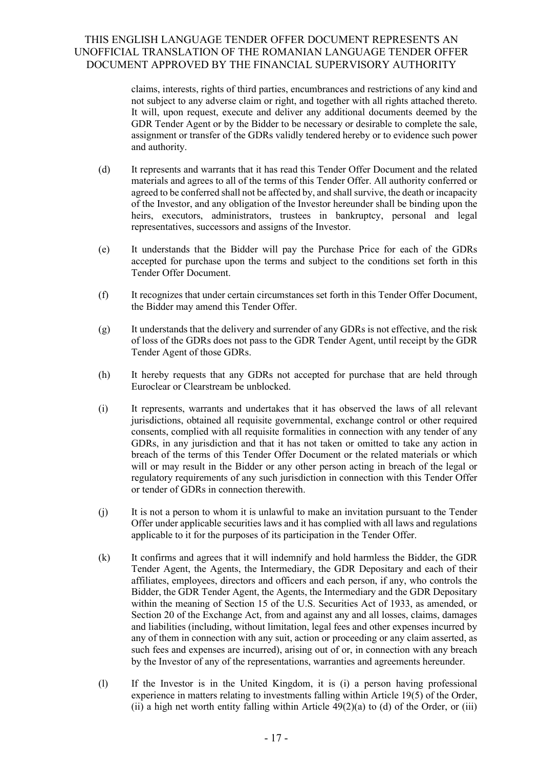claims, interests, rights of third parties, encumbrances and restrictions of any kind and not subject to any adverse claim or right, and together with all rights attached thereto. It will, upon request, execute and deliver any additional documents deemed by the GDR Tender Agent or by the Bidder to be necessary or desirable to complete the sale, assignment or transfer of the GDRs validly tendered hereby or to evidence such power and authority.

(d) It represents and warrants that it has read this Tender Offer Document and the related materials and agrees to all of the terms of this Tender Offer. All authority conferred or agreed to be conferred shall not be affected by, and shall survive, the death or incapacity of the Investor, and any obligation of the Investor hereunder shall be binding upon the heirs, executors, administrators, trustees in bankruptcy, personal and legal representatives, successors and assigns of the Investor.

(e) It understands that the Bidder will pay the Purchase Price for each of the GDRs accepted for purchase upon the terms and subject to the conditions set forth in this Tender Offer Document.

(f) It recognizes that under certain circumstances set forth in this Tender Offer Document, the Bidder may amend this Tender Offer.

(g) It understands that the delivery and surrender of any GDRs is not effective, and the risk of loss of the GDRs does not pass to the GDR Tender Agent, until receipt by the GDR Tender Agent of those GDRs.

(h) It hereby requests that any GDRs not accepted for purchase that are held through Euroclear or Clearstream be unblocked.

(i) It represents, warrants and undertakes that it has observed the laws of all relevant jurisdictions, obtained all requisite governmental, exchange control or other required consents, complied with all requisite formalities in connection with any tender of any GDRs, in any jurisdiction and that it has not taken or omitted to take any action in breach of the terms of this Tender Offer Document or the related materials or which will or may result in the Bidder or any other person acting in breach of the legal or regulatory requirements of any such jurisdiction in connection with this Tender Offer or tender of GDRs in connection therewith.

(j) It is not a person to whom it is unlawful to make an invitation pursuant to the Tender Offer under applicable securities laws and it has complied with all laws and regulations applicable to it for the purposes of its participation in the Tender Offer.

(k) It confirms and agrees that it will indemnify and hold harmless the Bidder, the GDR Tender Agent, the Agents, the Intermediary, the GDR Depositary and each of their affiliates, employees, directors and officers and each person, if any, who controls the Bidder, the GDR Tender Agent, the Agents, the Intermediary and the GDR Depositary within the meaning of Section 15 of the U.S. Securities Act of 1933, as amended, or Section 20 of the Exchange Act, from and against any and all losses, claims, damages and liabilities (including, without limitation, legal fees and other expenses incurred by any of them in connection with any suit, action or proceeding or any claim asserted, as such fees and expenses are incurred), arising out of or, in connection with any breach by the Investor of any of the representations, warranties and agreements hereunder.

(l) If the Investor is in the United Kingdom, it is (i) a person having professional experience in matters relating to investments falling within Article 19(5) of the Order, (ii) a high net worth entity falling within Article 49(2)(a) to (d) of the Order, or (iii)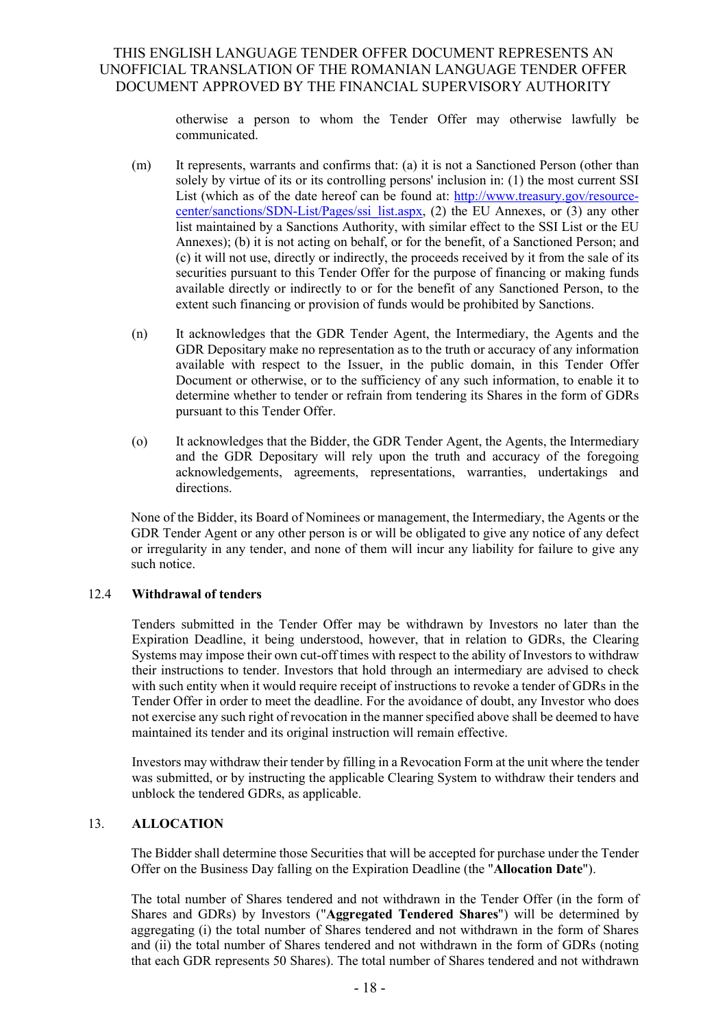otherwise a person to whom the Tender Offer may otherwise lawfully be communicated.

(m) It represents, warrants and confirms that: (a) it is not a Sanctioned Person (other than solely by virtue of its or its controlling persons' inclusion in: (1) the most current SSI List (which as of the date hereof can be found at: http://www.treasury.gov/resource-center/sanctions/SDN-List/Pages/ssi_list.aspx, (2) the EU Annexes, or (3) any other list maintained by a Sanctions Authority, with similar effect to the SSI List or the EU Annexes); (b) it is not acting on behalf, or for the benefit, of a Sanctioned Person; and (c) it will not use, directly or indirectly, the proceeds received by it from the sale of its securities pursuant to this Tender Offer for the purpose of financing or making funds available directly or indirectly to or for the benefit of any Sanctioned Person, to the extent such financing or provision of funds would be prohibited by Sanctions.

(n) It acknowledges that the GDR Tender Agent, the Intermediary, the Agents and the GDR Depositary make no representation as to the truth or accuracy of any information available with respect to the Issuer, in the public domain, in this Tender Offer Document or otherwise, or to the sufficiency of any such information, to enable it to determine whether to tender or refrain from tendering its Shares in the form of GDRs pursuant to this Tender Offer.

(o) It acknowledges that the Bidder, the GDR Tender Agent, the Agents, the Intermediary and the GDR Depositary will rely upon the truth and accuracy of the foregoing acknowledgements, agreements, representations, warranties, undertakings and directions.

None of the Bidder, its Board of Nominees or management, the Intermediary, the Agents or the GDR Tender Agent or any other person is or will be obligated to give any notice of any defect or irregularity in any tender, and none of them will incur any liability for failure to give any such notice.

### 12.4 Withdrawal of tenders

Tenders submitted in the Tender Offer may be withdrawn by Investors no later than the Expiration Deadline, it being understood, however, that in relation to GDRs, the Clearing Systems may impose their own cut-off times with respect to the ability of Investors to withdraw their instructions to tender. Investors that hold through an intermediary are advised to check with such entity when it would require receipt of instructions to revoke a tender of GDRs in the Tender Offer in order to meet the deadline. For the avoidance of doubt, any Investor who does not exercise any such right of revocation in the manner specified above shall be deemed to have maintained its tender and its original instruction will remain effective.

Investors may withdraw their tender by filling in a Revocation Form at the unit where the tender was submitted, or by instructing the applicable Clearing System to withdraw their tenders and unblock the tendered GDRs, as applicable.

## 13. ALLOCATION

The Bidder shall determine those Securities that will be accepted for purchase under the Tender Offer on the Business Day falling on the Expiration Deadline (the "**Allocation Date**").

The total number of Shares tendered and not withdrawn in the Tender Offer (in the form of Shares and GDRs) by Investors ("**Aggregated Tendered Shares**") will be determined by aggregating (i) the total number of Shares tendered and not withdrawn in the form of Shares and (ii) the total number of Shares tendered and not withdrawn in the form of GDRs (noting that each GDR represents 50 Shares). The total number of Shares tendered and not withdrawn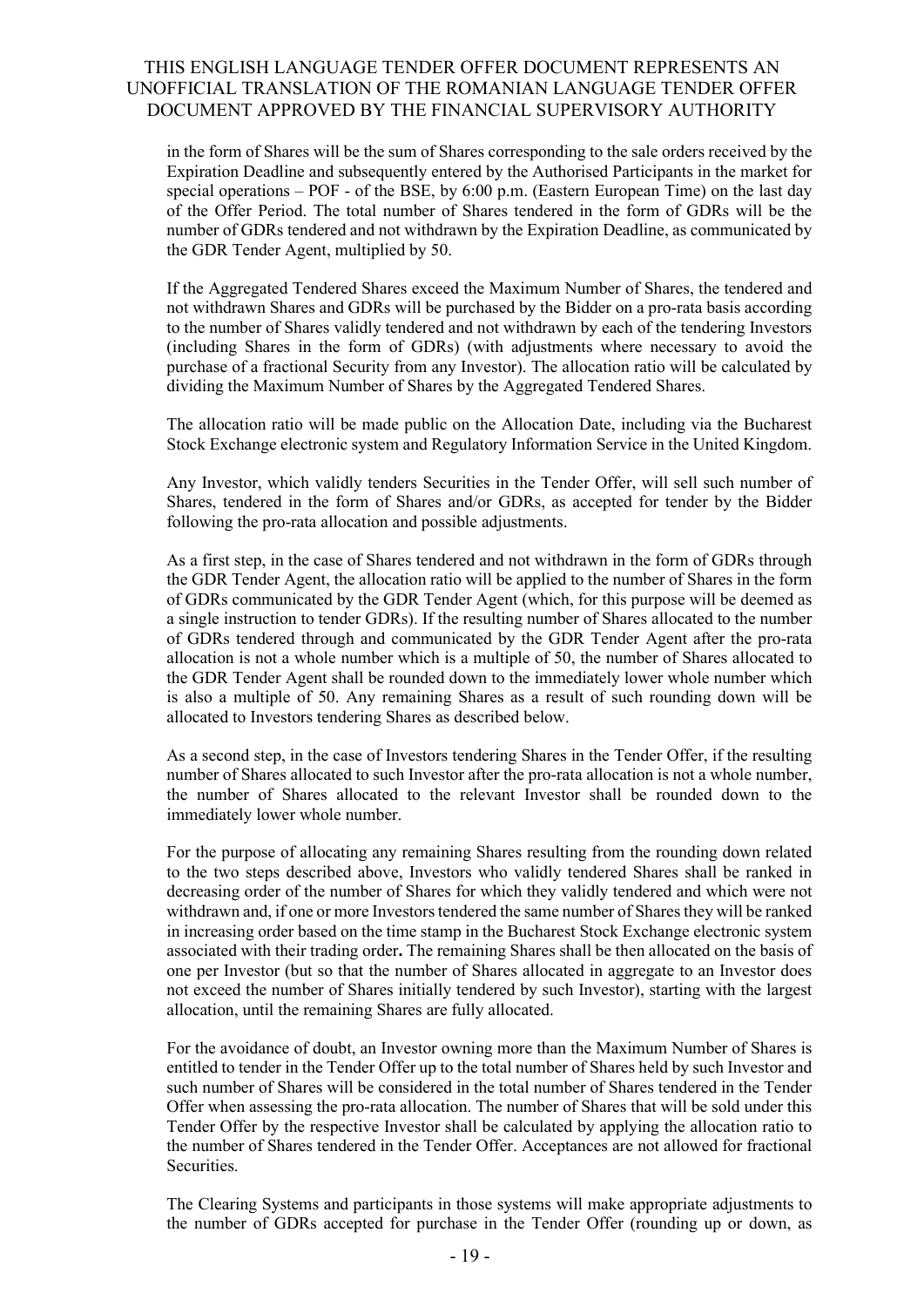in the form of Shares will be the sum of Shares corresponding to the sale orders received by the Expiration Deadline and subsequently entered by the Authorised Participants in the market for special operations – POF - of the BSE, by 6:00 p.m. (Eastern European Time) on the last day of the Offer Period. The total number of Shares tendered in the form of GDRs will be the number of GDRs tendered and not withdrawn by the Expiration Deadline, as communicated by the GDR Tender Agent, multiplied by 50.

If the Aggregated Tendered Shares exceed the Maximum Number of Shares, the tendered and not withdrawn Shares and GDRs will be purchased by the Bidder on a pro-rata basis according to the number of Shares validly tendered and not withdrawn by each of the tendering Investors (including Shares in the form of GDRs) (with adjustments where necessary to avoid the purchase of a fractional Security from any Investor). The allocation ratio will be calculated by dividing the Maximum Number of Shares by the Aggregated Tendered Shares.

The allocation ratio will be made public on the Allocation Date, including via the Bucharest Stock Exchange electronic system and Regulatory Information Service in the United Kingdom.

Any Investor, which validly tenders Securities in the Tender Offer, will sell such number of Shares, tendered in the form of Shares and/or GDRs, as accepted for tender by the Bidder following the pro-rata allocation and possible adjustments.

As a first step, in the case of Shares tendered and not withdrawn in the form of GDRs through the GDR Tender Agent, the allocation ratio will be applied to the number of Shares in the form of GDRs communicated by the GDR Tender Agent (which, for this purpose will be deemed as a single instruction to tender GDRs). If the resulting number of Shares allocated to the number of GDRs tendered through and communicated by the GDR Tender Agent after the pro-rata allocation is not a whole number which is a multiple of 50, the number of Shares allocated to the GDR Tender Agent shall be rounded down to the immediately lower whole number which is also a multiple of 50. Any remaining Shares as a result of such rounding down will be allocated to Investors tendering Shares as described below.

As a second step, in the case of Investors tendering Shares in the Tender Offer, if the resulting number of Shares allocated to such Investor after the pro-rata allocation is not a whole number, the number of Shares allocated to the relevant Investor shall be rounded down to the immediately lower whole number.

For the purpose of allocating any remaining Shares resulting from the rounding down related to the two steps described above, Investors who validly tendered Shares shall be ranked in decreasing order of the number of Shares for which they validly tendered and which were not withdrawn and, if one or more Investors tendered the same number of Shares they will be ranked in increasing order based on the time stamp in the Bucharest Stock Exchange electronic system associated with their trading order**.** The remaining Shares shall be then allocated on the basis of one per Investor (but so that the number of Shares allocated in aggregate to an Investor does not exceed the number of Shares initially tendered by such Investor), starting with the largest allocation, until the remaining Shares are fully allocated.

For the avoidance of doubt, an Investor owning more than the Maximum Number of Shares is entitled to tender in the Tender Offer up to the total number of Shares held by such Investor and such number of Shares will be considered in the total number of Shares tendered in the Tender Offer when assessing the pro-rata allocation. The number of Shares that will be sold under this Tender Offer by the respective Investor shall be calculated by applying the allocation ratio to the number of Shares tendered in the Tender Offer. Acceptances are not allowed for fractional Securities.

The Clearing Systems and participants in those systems will make appropriate adjustments to the number of GDRs accepted for purchase in the Tender Offer (rounding up or down, as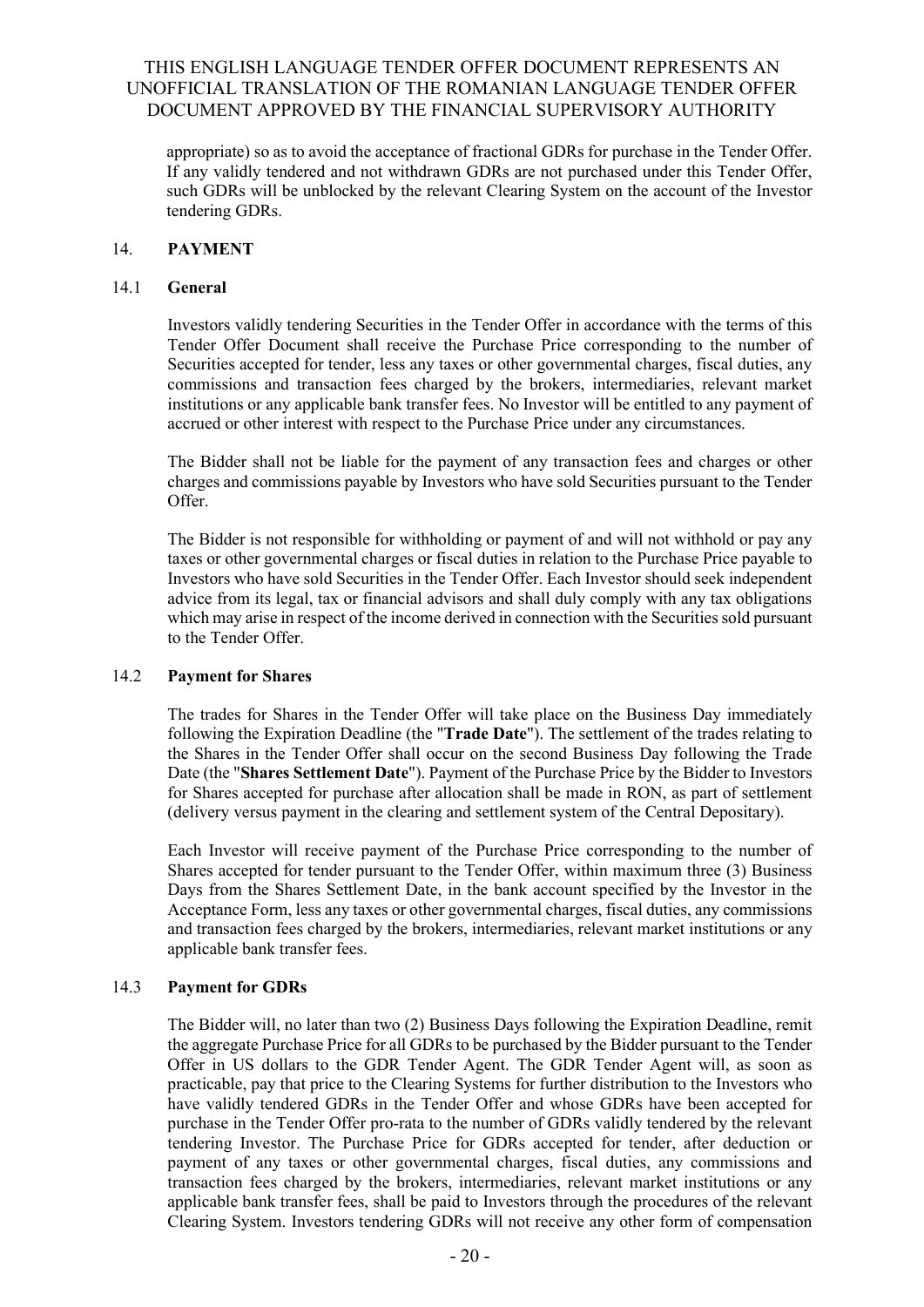appropriate) so as to avoid the acceptance of fractional GDRs for purchase in the Tender Offer. If any validly tendered and not withdrawn GDRs are not purchased under this Tender Offer, such GDRs will be unblocked by the relevant Clearing System on the account of the Investor tendering GDRs.

## 14. PAYMENT

### 14.1 General

Investors validly tendering Securities in the Tender Offer in accordance with the terms of this Tender Offer Document shall receive the Purchase Price corresponding to the number of Securities accepted for tender, less any taxes or other governmental charges, fiscal duties, any commissions and transaction fees charged by the brokers, intermediaries, relevant market institutions or any applicable bank transfer fees. No Investor will be entitled to any payment of accrued or other interest with respect to the Purchase Price under any circumstances.

The Bidder shall not be liable for the payment of any transaction fees and charges or other charges and commissions payable by Investors who have sold Securities pursuant to the Tender Offer.

The Bidder is not responsible for withholding or payment of and will not withhold or pay any taxes or other governmental charges or fiscal duties in relation to the Purchase Price payable to Investors who have sold Securities in the Tender Offer. Each Investor should seek independent advice from its legal, tax or financial advisors and shall duly comply with any tax obligations which may arise in respect of the income derived in connection with the Securities sold pursuant to the Tender Offer.

### 14.2 Payment for Shares

The trades for Shares in the Tender Offer will take place on the Business Day immediately following the Expiration Deadline (the "**Trade Date**"). The settlement of the trades relating to the Shares in the Tender Offer shall occur on the second Business Day following the Trade Date (the "**Shares Settlement Date**"). Payment of the Purchase Price by the Bidder to Investors for Shares accepted for purchase after allocation shall be made in RON, as part of settlement (delivery versus payment in the clearing and settlement system of the Central Depositary).

Each Investor will receive payment of the Purchase Price corresponding to the number of Shares accepted for tender pursuant to the Tender Offer, within maximum three (3) Business Days from the Shares Settlement Date, in the bank account specified by the Investor in the Acceptance Form, less any taxes or other governmental charges, fiscal duties, any commissions and transaction fees charged by the brokers, intermediaries, relevant market institutions or any applicable bank transfer fees.

### 14.3 Payment for GDRs

The Bidder will, no later than two (2) Business Days following the Expiration Deadline, remit the aggregate Purchase Price for all GDRs to be purchased by the Bidder pursuant to the Tender Offer in US dollars to the GDR Tender Agent. The GDR Tender Agent will, as soon as practicable, pay that price to the Clearing Systems for further distribution to the Investors who have validly tendered GDRs in the Tender Offer and whose GDRs have been accepted for purchase in the Tender Offer pro-rata to the number of GDRs validly tendered by the relevant tendering Investor. The Purchase Price for GDRs accepted for tender, after deduction or payment of any taxes or other governmental charges, fiscal duties, any commissions and transaction fees charged by the brokers, intermediaries, relevant market institutions or any applicable bank transfer fees, shall be paid to Investors through the procedures of the relevant Clearing System. Investors tendering GDRs will not receive any other form of compensation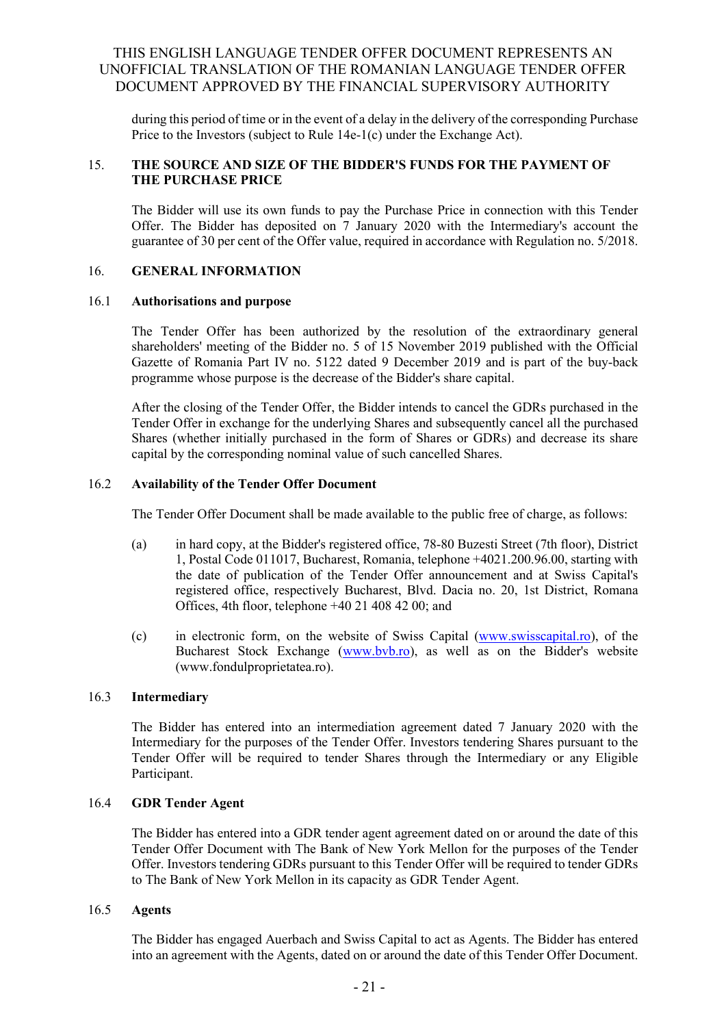during this period of time or in the event of a delay in the delivery of the corresponding Purchase Price to the Investors (subject to Rule 14e-1(c) under the Exchange Act).

## 15. THE SOURCE AND SIZE OF THE BIDDER'S FUNDS FOR THE PAYMENT OF THE PURCHASE PRICE

The Bidder will use its own funds to pay the Purchase Price in connection with this Tender Offer. The Bidder has deposited on 7 January 2020 with the Intermediary's account the guarantee of 30 per cent of the Offer value, required in accordance with Regulation no. 5/2018.

## 16. GENERAL INFORMATION

### 16.1 Authorisations and purpose

The Tender Offer has been authorized by the resolution of the extraordinary general shareholders' meeting of the Bidder no. 5 of 15 November 2019 published with the Official Gazette of Romania Part IV no. 5122 dated 9 December 2019 and is part of the buy-back programme whose purpose is the decrease of the Bidder's share capital.

After the closing of the Tender Offer, the Bidder intends to cancel the GDRs purchased in the Tender Offer in exchange for the underlying Shares and subsequently cancel all the purchased Shares (whether initially purchased in the form of Shares or GDRs) and decrease its share capital by the corresponding nominal value of such cancelled Shares.

### 16.2 Availability of the Tender Offer Document

The Tender Offer Document shall be made available to the public free of charge, as follows:

(a) in hard copy, at the Bidder's registered office, 78-80 Buzesti Street (7th floor), District 1, Postal Code 011017, Bucharest, Romania, telephone +4021.200.96.00, starting with the date of publication of the Tender Offer announcement and at Swiss Capital's registered office, respectively Bucharest, Blvd. Dacia no. 20, 1st District, Romana Offices, 4th floor, telephone +40 21 408 42 00; and

(c) in electronic form, on the website of Swiss Capital (www.swisscapital.ro), of the Bucharest Stock Exchange (www.bvb.ro), as well as on the Bidder's website (www.fondulproprietatea.ro).

### 16.3 Intermediary

The Bidder has entered into an intermediation agreement dated 7 January 2020 with the Intermediary for the purposes of the Tender Offer. Investors tendering Shares pursuant to the Tender Offer will be required to tender Shares through the Intermediary or any Eligible Participant.

### 16.4 GDR Tender Agent

The Bidder has entered into a GDR tender agent agreement dated on or around the date of this Tender Offer Document with The Bank of New York Mellon for the purposes of the Tender Offer. Investors tendering GDRs pursuant to this Tender Offer will be required to tender GDRs to The Bank of New York Mellon in its capacity as GDR Tender Agent.

### 16.5 Agents

The Bidder has engaged Auerbach and Swiss Capital to act as Agents. The Bidder has entered into an agreement with the Agents, dated on or around the date of this Tender Offer Document.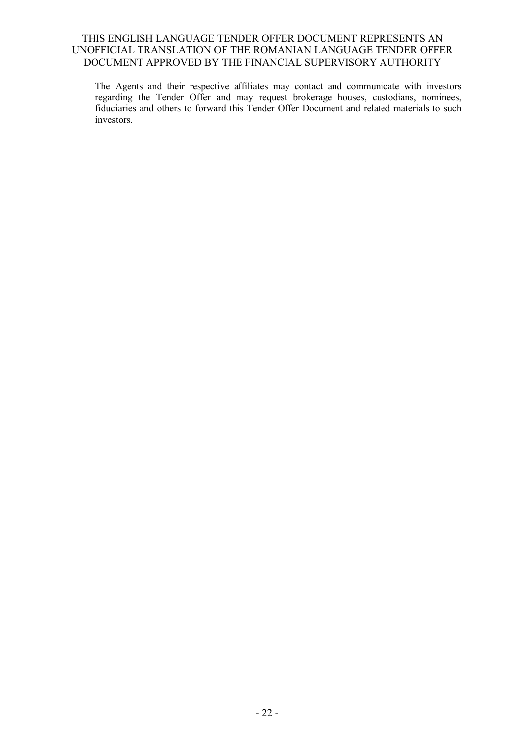The Agents and their respective affiliates may contact and communicate with investors regarding the Tender Offer and may request brokerage houses, custodians, nominees, fiduciaries and others to forward this Tender Offer Document and related materials to such investors.